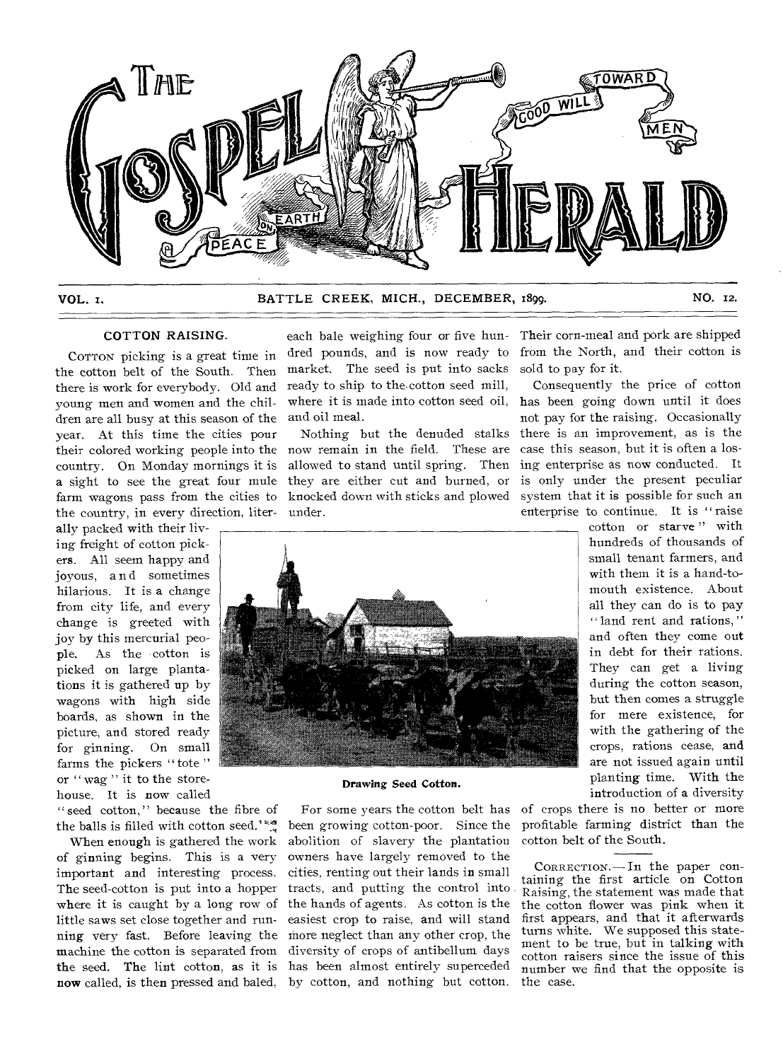# THE GOSPEL HERALD

VOL. 1. BATTLE CREEK, MICH., DECEMBER, 1899. NO. 12.

## COTTON RAISING.

COTTON picking is a great time in the cotton belt of the South. Then there is work for everybody. Old and young men and women and the children are all busy at this season of the year. At this time the cities pour their colored working people into the country. On Monday mornings it is a sight to see the great four mule farm wagons pass from the cities to the country, in every direction, literally packed with their living freight of cotton pickers. All seem happy and joyous, and sometimes hilarious. It is a change from city life, and every change is greeted with joy by this mercurial people. As the cotton is picked on large plantations it is gathered up by wagons with high side boards, as shown in the picture, and stored ready for ginning. On small farms the pickers "tote" or "wag" it to the storehouse. It is now called "seed cotton," because the fibre of the balls is filled with cotton seed.

When enough is gathered the work of ginning begins. This is a very important and interesting process. The seed-cotton is put into a hopper where it is caught by a long row of little saws set close together and running very fast. Before leaving the machine the cotton is separated from the seed. The lint cotton, as it is now called, is then pressed and baled, each bale weighing four or five hundred pounds, and is now ready to market. The seed is put into sacks ready to ship to the cotton seed mill, where it is made into cotton seed oil, and oil meal.

Nothing but the denuded stalks now remain in the field. These are allowed to stand until spring. Then they are either cut and burned, or knocked down with sticks and plowed under.

**Drawing Seed Cotton.**

For some years the cotton belt has been growing cotton-poor. Since the abolition of slavery the plantation owners have largely removed to the cities, renting out their lands in small tracts, and putting the control into the hands of agents. As cotton is the easiest crop to raise, and will stand more neglect than any other crop, the diversity of crops of antibellum days has been almost entirely superceded by cotton, and nothing but cotton. Their corn-meal and pork are shipped from the North, and their cotton is sold to pay for it.

Consequently the price of cotton has been going down until it does not pay for the raising. Occasionally there is an improvement, as is the case this season, but it is often a losing enterprise as now conducted. It is only under the present peculiar system that it is possible for such an enterprise to continue. It is "raise cotton or starve" with hundreds of thousands of small tenant farmers, and with them it is a hand-to-mouth existence. About all they can do is to pay "land rent and rations," and often they come out in debt for their rations. They can get a living during the cotton season, but then comes a struggle for mere existence, for with the gathering of the crops, rations cease, and are not issued again until planting time. With the introduction of a diversity of crops there is no better or more profitable farming district than the cotton belt of the South.

CORRECTION.—In the paper containing the first article on Cotton Raising, the statement was made that the cotton flower was pink when it first appears, and that it afterwards turns white. We supposed this statement to be true, but in talking with cotton raisers since the issue of this number we find that the opposite is the case.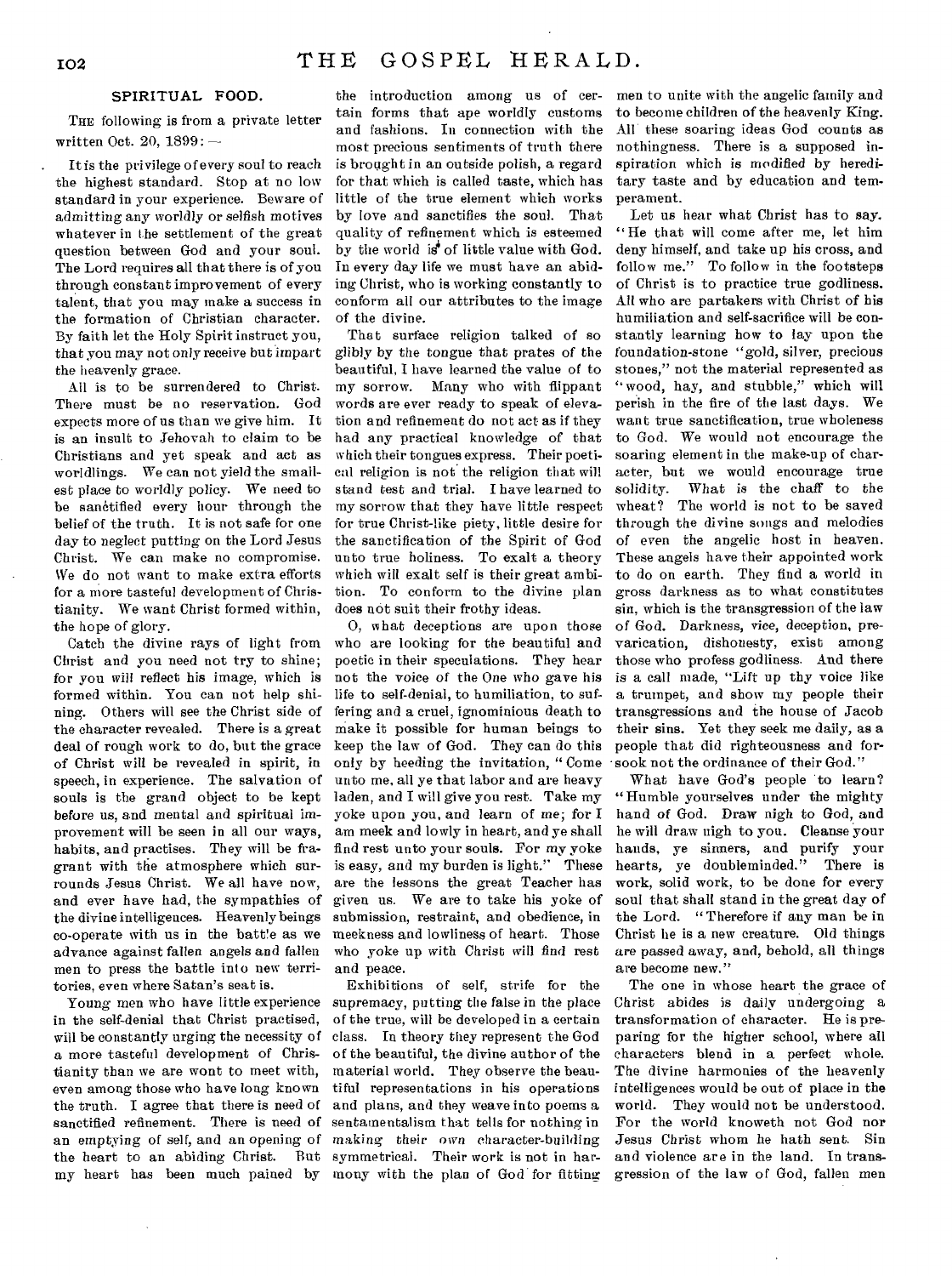## SPIRITUAL FOOD.

THE following is from a private letter written Oct. 20, 1899: —

It is the privilege of every soul to reach the highest standard. Stop at no low standard in your experience. Beware of admitting any worldly or selfish motives whatever in the settlement of the great question between God and your soul. The Lord requires all that there is of you through constant improvement of every talent, that you may make a success in the formation of Christian character. By faith let the Holy Spirit instruct you, that you may not only receive but impart the heavenly grace.

All is to be surrendered to Christ. There must be no reservation. God expects more of us than we give him. It is an insult to Jehovah to claim to be Christians and yet speak and act as worldlings. We can not yield the smallest place to worldly policy. We need to be sanctified every hour through the belief of the truth. It is not safe for one day to neglect putting on the Lord Jesus Christ. We can make no compromise. We do not want to make extra efforts for a more tasteful development of Christianity. We want Christ formed within, the hope of glory.

Catch the divine rays of light from Christ and you need not try to shine; for you will reflect his image, which is formed within. You can not help shining. Others will see the Christ side of the character revealed. There is a great deal of rough work to do, but the grace of Christ will be revealed in spirit, in speech, in experience. The salvation of souls is the grand object to be kept before us, and mental and spiritual improvement will be seen in all our ways, habits, and practises. They will be fragrant with the atmosphere which surrounds Jesus Christ. We all have now, and ever have had, the sympathies of the divine intelligences. Heavenly beings co-operate with us in the battle as we advance against fallen angels and fallen men to press the battle into new territories, even where Satan's seat is.

Young men who have little experience in the self-denial that Christ practised, will be constantly urging the necessity of a more tasteful development of Christianity than we are wont to meet with, even among those who have long known the truth. I agree that there is need of sanctified refinement. There is need of an emptying of self, and an opening of the heart to an abiding Christ. But my heart has been much pained by the introduction among us of certain forms that ape worldly customs and fashions. In connection with the most precious sentiments of truth there is brought in an outside polish, a regard for that which is called taste, which has little of the true element which works by love and sanctifies the soul. That quality of refinement which is esteemed by the world is of little value with God. In every day life we must have an abiding Christ, who is working constantly to conform all our attributes to the image of the divine.

That surface religion talked of so glibly by the tongue that prates of the beautiful, I have learned the value of to my sorrow. Many who with flippant words are ever ready to speak of elevation and refinement do not act as if they had any practical knowledge of that which their tongues express. Their poetical religion is not the religion that will stand test and trial. I have learned to my sorrow that they have little respect for true Christ-like piety, little desire for the sanctification of the Spirit of God unto true holiness. To exalt a theory which will exalt self is their great ambition. To conform to the divine plan does not suit their frothy ideas.

O, what deceptions are upon those who are looking for the beautiful and poetic in their speculations. They hear not the voice of the One who gave his life to self-denial, to humiliation, to suffering and a cruel, ignominious death to make it possible for human beings to keep the law of God. They can do this only by heeding the invitation, "Come unto me, all ye that labor and are heavy laden, and I will give you rest. Take my yoke upon you, and learn of me; for I am meek and lowly in heart, and ye shall find rest unto your souls. For my yoke is easy, and my burden is light." These are the lessons the great Teacher has given us. We are to take his yoke of submission, restraint, and obedience, in meekness and lowliness of heart. Those who yoke up with Christ will find rest and peace.

Exhibitions of self, strife for the supremacy, putting the false in the place of the true, will be developed in a certain class. In theory they represent the God of the beautiful, the divine author of the material world. They observe the beautiful representations in his operations and plans, and they weave into poems a sentamentalism that tells for nothing in making their own character-building symmetrical. Their work is not in harmony with the plan of God for fitting men to unite with the angelic family and to become children of the heavenly King. All these soaring ideas God counts as nothingness. There is a supposed inspiration which is modified by hereditary taste and by education and temperament.

Let us hear what Christ has to say. "He that will come after me, let him deny himself, and take up his cross, and follow me." To follow in the footsteps of Christ is to practice true godliness. All who are partakers with Christ of his humiliation and self-sacrifice will be constantly learning how to lay upon the foundation-stone "gold, silver, precious stones," not the material represented as "wood, hay, and stubble," which will perish in the fire of the last days. We want true sanctification, true wholeness to God. We would not encourage the soaring element in the make-up of character, but we would encourage true solidity. What is the chaff to the wheat? The world is not to be saved through the divine songs and melodies of even the angelic host in heaven. These angels have their appointed work to do on earth. They find a world in gross darkness as to what constitutes sin, which is the transgression of the law of God. Darkness, vice, deception, prevarication, dishonesty, exist among those who profess godliness. And there is a call made, "Lift up thy voice like a trumpet, and show my people their transgressions and the house of Jacob their sins. Yet they seek me daily, as a people that did righteousness and forsook not the ordinance of their God."

What have God's people to learn? "Humble yourselves under the mighty hand of God. Draw nigh to God, and he will draw nigh to you. Cleanse your hands, ye sinners, and purify your hearts, ye doubleminded." There is work, solid work, to be done for every soul that shall stand in the great day of the Lord. "Therefore if any man be in Christ he is a new creature. Old things are passed away, and, behold, all things are become new."

The one in whose heart the grace of Christ abides is daily undergoing a transformation of character. He is preparing for the higher school, where all characters blend in a perfect whole. The divine harmonies of the heavenly intelligences would be out of place in the world. They would not be understood. For the world knoweth not God nor Jesus Christ whom he hath sent. Sin and violence are in the land. In transgression of the law of God, fallen men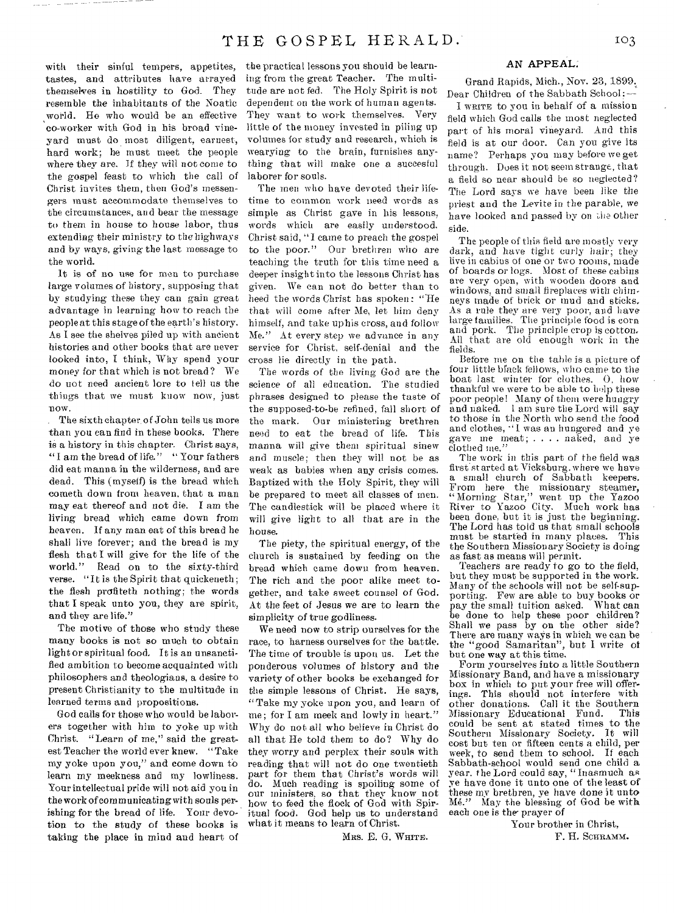with their sinful tempers, appetites, tastes, and attributes have arrayed themselves in hostility to God. They resemble the inhabitants of the Noatic world. He who would be an effective co-worker with God in his broad vineyard must do most diligent, earnest, hard work; he must meet the people where they are. If they will not come to the gospel feast to which the call of Christ invites them, then God's messengers must accommodate themselves to the circumstances, and bear the message to them in house to house labor, thus extending their ministry to the highways and by ways, giving the last message to the world.

It is of no use for men to purchase large volumes of history, supposing that by studying these they can gain great advantage in learning how to reach the people at this stage of the earth's history. As I see the shelves piled up with ancient histories and other books that are never looked into, I think, Why spend your money for that which is not bread? We do not need ancient lore to tell us the things that we must know now, just now.

The sixth chapter of John tells us more than you can find in these books. There is a history in this chapter. Christ says, "I am the bread of life." "Your fathers did eat manna in the wilderness, and are dead. This (myself) is the bread which cometh down from heaven, that a man may eat thereof and not die. I am the living bread which came down from heaven. If any man eat of this bread he shall live forever; and the bread is my flesh that I will give for the life of the world." Read on to the sixty-third verse. "It is the Spirit that quickeneth; the flesh profiteth nothing; the words that I speak unto you, they are spirit, and they are life."

The motive of those who study these many books is not so much to obtain light or spiritual food. It is an unsanctified ambition to become acquainted with philosophers and theologians, a desire to present Christianity to the multitude in learned terms and propositions.

God calls for those who would be laborers together with him to yoke up with Christ. "Learn of me," said the greatest Teacher the world ever knew. "Take my yoke upon you," and come down to learn my meekness and my lowliness. Your intellectual pride will not aid you in the work of communicating with souls perishing for the bread of life. Your devotion to the study of these books is taking the place in mind and heart of the practical lessons you should be learning from the great Teacher. The multitude are not fed. The Holy Spirit is not dependent on the work of human agents. They want to work themselves. Very little of the money invested in piling up volumes for study and research, which is wearying to the brain, furnishes anything that will make one a succesful laborer for souls.

The men who have devoted their lifetime to common work need words as simple as Christ gave in his lessons, words which are easily understood. Christ said, "I came to preach the gospel to the poor." Our brethren who are teaching the truth for this time need a deeper insight into the lessons Christ has given. We can not do better than to heed the words Christ has spoken: "He that will come after Me, let him deny himself, and take up his cross, and follow Me." At every step we advance in any service for Christ, self-denial and the cross lie directly in the path.

The words of the living God are the science of all education. The studied phrases designed to please the taste of the supposed-to-be refined, fall short of the mark. Our ministering brethren need to eat the bread of life. This manna will give them spiritual sinew and muscle; then they will not be as weak as babies when any crisis comes. Baptized with the Holy Spirit, they will be prepared to meet all classes of men. The candlestick will be placed where it will give light to all that are in the house.

The piety, the spiritual energy, of the church is sustained by feeding on the bread which came down from heaven. The rich and the poor alike meet together, and take sweet counsel of God. At the feet of Jesus we are to learn the simplicity of true godliness.

We need now to strip ourselves for the race, to harness ourselves for the battle. The time of trouble is upon us. Let the ponderous volumes of history and the variety of other books be exchanged for the simple lessons of Christ. He says, "Take my yoke upon you, and learn of me; for I am meek and lowly in heart." Why do not all who believe in Christ do all that He told them to do? Why do they worry and perplex their souls with reading that will not do one twentieth part for them that Christ's words will do. Much reading is spoiling some of our ministers, so that they know not how to feed the flock of God with Spiritual food. God help us to understand what it means to learn of Christ.

MRS. E. G. WHITE.

## AN APPEAL.

Grand Rapids, Mich., Nov. 23, 1899.
Dear Children of the Sabbath School:—

I WRITE to you in behalf of a mission field which God calls the most neglected part of his moral vineyard. And this field is at our door. Can you give its name? Perhaps you may before we get through. Does it not seem strange, that a field so near should be so neglected? The Lord says we have been like the priest and the Levite in the parable, we have looked and passed by on the other side.

The people of this field are mostly very dark, and have tight curly hair; they live in cabins of one or two rooms, made of boards or logs. Most of these cabins are very open, with wooden doors and windows, and small fireplaces with chimneys made of brick or mud and sticks. As a rule they are very poor, and have large families. The principle food is corn and pork. The principle crop is cotton. All that are old enough work in the fields.

Before me on the table is a picture of four little black fellows, who came to the boat last winter for clothes. O, how thankful we were to be able to help these poor people! Many of them were hungry and naked. I am sure the Lord will say to those in the North who send the food and clothes, "I was an hungered and ye gave me meat; . . . . naked, and ye clothed me."

The work in this part of the field was first started at Vicksburg, where we have a small church of Sabbath keepers. From here the missionary steamer, "Morning Star," went up the Yazoo River to Yazoo City. Much work has been done, but it is just the beginning. The Lord has told us that small schools must be started in many places. This the Southern Missionary Society is doing as fast as means will permit.

Teachers are ready to go to the field, but they must be supported in the work. Many of the schools will not be self-supporting. Few are able to buy books or pay the small tuition asked. What can be done to help these poor children? Shall we pass by on the other side? There are many ways in which we can be the "good Samaritan", but I write of but one way at this time.

Form yourselves into a little Southern Missionary Band, and have a missionary box in which to put your free will offerings. This should not interfere with other donations. Call it the Southern Missionary Educational Fund. This could be sent at stated times to the Southern Missionary Society. It will cost but ten or fifteen cents a child, per week, to send them to school. If each Sabbath-school would send one child a year, the Lord could say, "Inasmuch as ye have done it unto one of the least of these my brethren, ye have done it unto Me." May the blessing of God be with each one is the prayer of

Your brother in Christ,
F. H. SCHRAMM.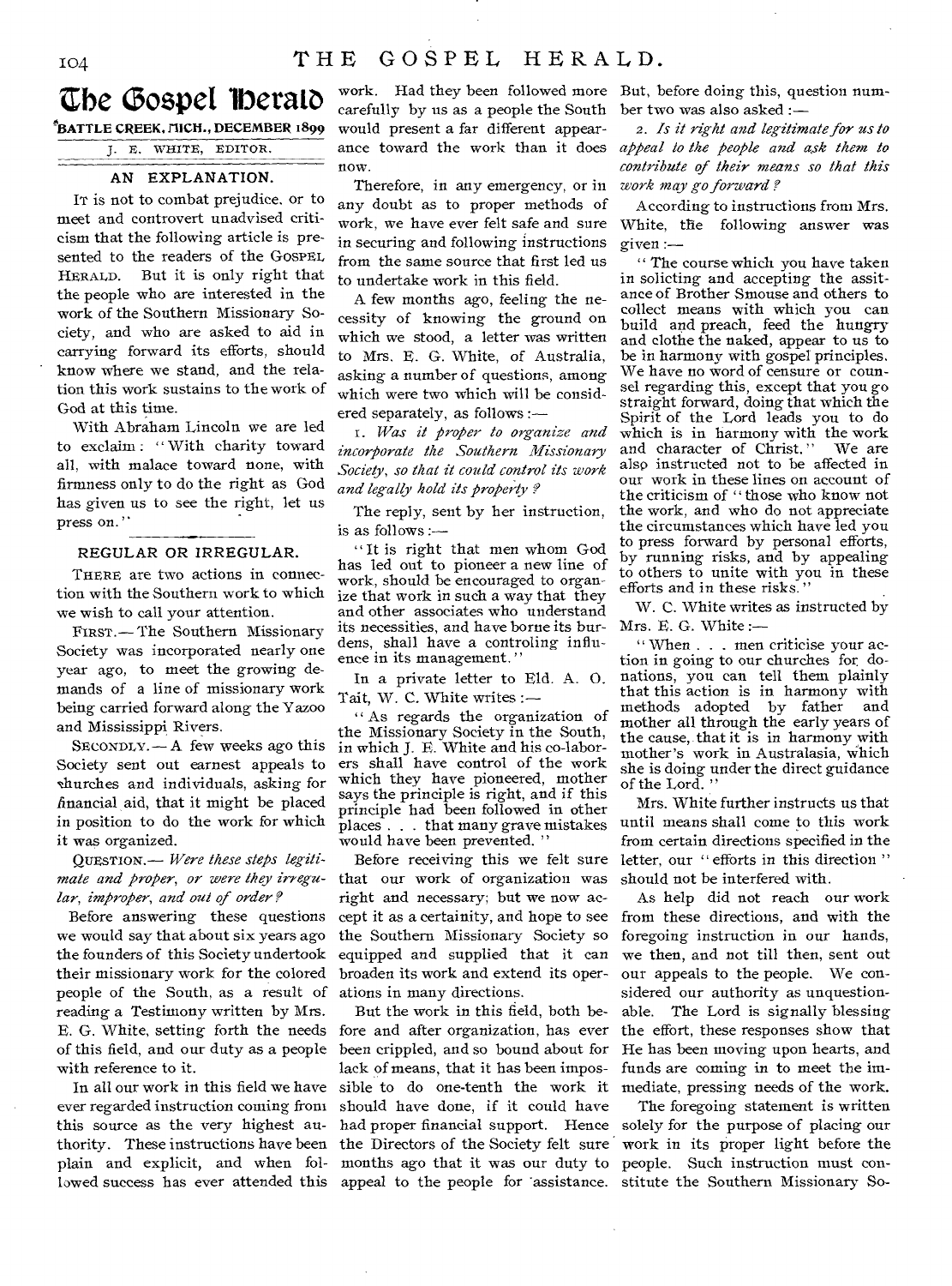# The Gospel Herald

**BATTLE CREEK, MICH., DECEMBER 1899**

J. E. WHITE, EDITOR.

## AN EXPLANATION.

IT is not to combat prejudice, or to meet and controvert unadvised criticism that the following article is presented to the readers of the GOSPEL HERALD. But it is only right that the people who are interested in the work of the Southern Missionary Society, and who are asked to aid in carrying forward its efforts, should know where we stand, and the relation this work sustains to the work of God at this time.

With Abraham Lincoln we are led to exclaim: "With charity toward all, with malace toward none, with firmness only to do the right as God has given us to see the right, let us press on."

## REGULAR OR IRREGULAR.

THERE are two actions in connection with the Southern work to which we wish to call your attention.

FIRST.— The Southern Missionary Society was incorporated nearly one year ago, to meet the growing demands of a line of missionary work being carried forward along the Yazoo and Mississippi Rivers.

SECONDLY.— A few weeks ago this Society sent out earnest appeals to churches and individuals, asking for financial aid, that it might be placed in position to do the work for which it was organized.

QUESTION.— *Were these steps legitimate and proper, or were they irregular, improper, and out of order?*

Before answering these questions we would say that about six years ago the founders of this Society undertook their missionary work for the colored people of the South, as a result of reading a Testimony written by Mrs. E. G. White, setting forth the needs of this field, and our duty as a people with reference to it.

In all our work in this field we have ever regarded instruction coming from this source as the very highest authority. These instructions have been plain and explicit, and when followed success has ever attended this work. Had they been followed more carefully by us as a people the South would present a far different appearance toward the work than it does now.

Therefore, in any emergency, or in any doubt as to proper methods of work, we have ever felt safe and sure in securing and following instructions from the same source that first led us to undertake work in this field.

A few months ago, feeling the necessity of knowing the ground on which we stood, a letter was written to Mrs. E. G. White, of Australia, asking a number of questions, among which were two which will be considered separately, as follows:—

1. *Was it proper to organize and incorporate the Southern Missionary Society, so that it could control its work and legally hold its property?*

The reply, sent by her instruction, is as follows:—

"It is right that men whom God has led out to pioneer a new line of work, should be encouraged to organize that work in such a way that they and other associates who understand its necessities, and have borne its burdens, shall have a controling influence in its management."

In a private letter to Eld. A. O. Tait, W. C. White writes:—

"As regards the organization of the Missionary Society in the South, in which J. E. White and his co-laborers shall have control of the work which they have pioneered, mother says the principle is right, and if this principle had been followed in other places . . . that many grave mistakes would have been prevented."

Before receiving this we felt sure that our work of organization was right and necessary; but we now accept it as a certainity, and hope to see the Southern Missionary Society so equipped and supplied that it can broaden its work and extend its operations in many directions.

But the work in this field, both before and after organization, has ever been crippled, and so bound about for lack of means, that it has been impossible to do one-tenth the work it should have done, if it could have had proper financial support. Hence the Directors of the Society felt sure months ago that it was our duty to appeal to the people for assistance. But, before doing this, question number two was also asked:—

2. *Is it right and legitimate for us to appeal to the people and ask them to contribute of their means so that this work may go forward?*

According to instructions from Mrs. White, the following answer was given:—

"The course which you have taken in soliciting and accepting the assitance of Brother Smouse and others to collect means with which you can build and preach, feed the hungry and clothe the naked, appear to us to be in harmony with gospel principles. We have no word of censure or counsel regarding this, except that you go straight forward, doing that which the Spirit of the Lord leads you to do which is in harmony with the work and character of Christ." We are also instructed not to be affected in our work in these lines on account of the criticism of "those who know not the work, and who do not appreciate the circumstances which have led you to press forward by personal efforts, by running risks, and by appealing to others to unite with you in these efforts and in these risks."

W. C. White writes as instructed by Mrs. E. G. White:—

"When . . . men criticise your action in going to our churches for donations, you can tell them plainly that this action is in harmony with methods adopted by father and mother all through the early years of the cause, that it is in harmony with mother's work in Australasia, which she is doing under the direct guidance of the Lord."

Mrs. White further instructs us that until means shall come to this work from certain directions specified in the letter, our "efforts in this direction" should not be interfered with.

As help did not reach our work from these directions, and with the foregoing instruction in our hands, we then, and not till then, sent out our appeals to the people. We considered our authority as unquestionable. The Lord is signally blessing the effort, these responses show that He has been moving upon hearts, and funds are coming in to meet the immediate, pressing needs of the work.

The foregoing statement is written solely for the purpose of placing our work in its proper light before the people. Such instruction must constitute the Southern Missionary So-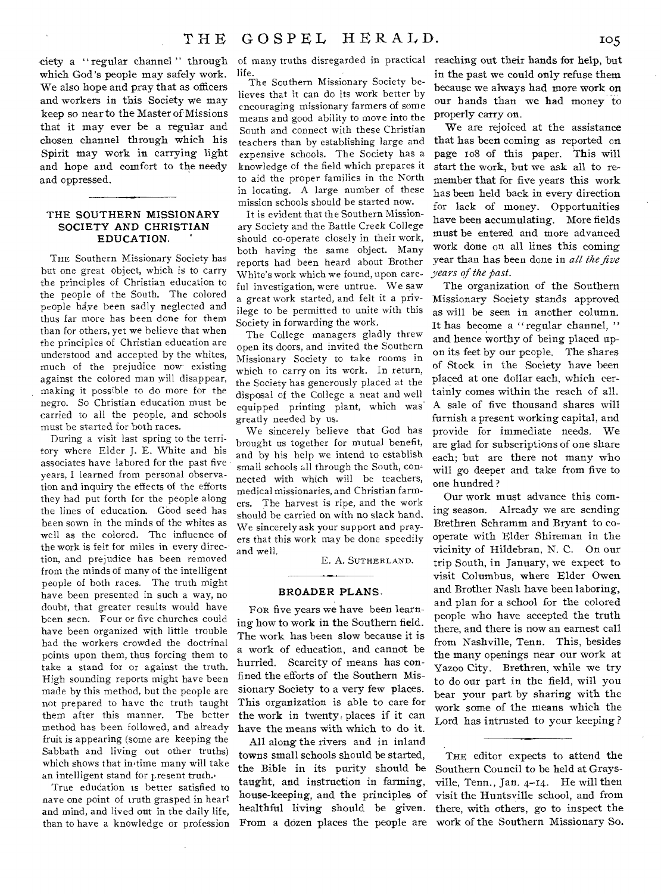ciety a "regular channel" through which God's people may safely work. We also hope and pray that as officers and workers in this Society we may keep so near to the Master of Missions that it may ever be a regular and chosen channel through which his Spirit may work in carrying light and hope and comfort to the needy and oppressed.

## THE SOUTHERN MISSIONARY SOCIETY AND CHRISTIAN EDUCATION.

THE Southern Missionary Society has but one great object, which is to carry the principles of Christian education to the people of the South. The colored people have been sadly neglected and thus far more has been done for them than for others, yet we believe that when the principles of Christian education are understood and accepted by the whites, much of the prejudice now existing against the colored man will disappear, making it possible to do more for the negro. So Christian education must be carried to all the people, and schools must be started for both races.

During a visit last spring to the territory where Elder J. E. White and his associates have labored for the past five years, I learned from personal observation and inquiry the effects of the efforts they had put forth for the people along the lines of education. Good seed has been sown in the minds of the whites as well as the colored. The influence of the work is felt for miles in every direction, and prejudice has been removed from the minds of many of the intelligent people of both races. The truth might have been presented in such a way, no doubt, that greater results would have been seen. Four or five churches could have been organized with little trouble had the workers crowded the doctrinal points upon them, thus forcing them to take a stand for or against the truth. High sounding reports might have been made by this method, but the people are not prepared to have the truth taught them after this manner. The better method has been followed, and already fruit is appearing (some are keeping the Sabbath and living out other truths) which shows that in time many will take an intelligent stand for present truth.

True education is better satisfied to have one point of truth grasped in heart and mind, and lived out in the daily life, than to have a knowledge or profession of many truths disregarded in practical life.

The Southern Missionary Society believes that it can do its work better by encouraging missionary farmers of some means and good ability to move into the South and connect with these Christian teachers than by establishing large and expensive schools. The Society has a knowledge of the field which prepares it to aid the proper families in the North in locating. A large number of these mission schools should be started now.

It is evident that the Southern Missionary Society and the Battle Creek College should co-operate closely in their work, both having the same object. Many reports had been heard about Brother White's work which we found, upon careful investigation, were untrue. We saw a great work started, and felt it a privilege to be permitted to unite with this Society in forwarding the work.

The College managers gladly threw open its doors, and invited the Southern Missionary Society to take rooms in which to carry on its work. In return, the Society has generously placed at the disposal of the College a neat and well equipped printing plant, which was greatly needed by us.

We sincerely believe that God has brought us together for mutual benefit, and by his help we intend to establish small schools all through the South, connected with which will be teachers, medical missionaries, and Christian farmers. The harvest is ripe, and the work should be carried on with no slack hand. We sincerely ask your support and prayers that this work may be done speedily and well.

E. A. SUTHERLAND.

## BROADER PLANS.

FOR five years we have been learning how to work in the Southern field. The work has been slow because it is a work of education, and cannot be hurried. Scarcity of means has confined the efforts of the Southern Missionary Society to a very few places. This organization is able to care for the work in twenty places if it can have the means with which to do it.

All along the rivers and in inland towns small schools should be started, the Bible in its purity should be taught, and instruction in farming, house-keeping, and the principles of healthful living should be given. From a dozen places the people are reaching out their hands for help, but in the past we could only refuse them because we always had more work on our hands than we had money to properly carry on.

We are rejoiced at the assistance that has been coming as reported on page 108 of this paper. This will start the work, but we ask all to remember that for five years this work has been held back in every direction for lack of money. Opportunities have been accumulating. More fields must be entered and more advanced work done on all lines this coming year than has been done in *all the five years of the past*.

The organization of the Southern Missionary Society stands approved as will be seen in another column. It has become a "regular channel," and hence worthy of being placed upon its feet by our people. The shares of Stock in the Society have been placed at one dollar each, which certainly comes within the reach of all. A sale of five thousand shares will furnish a present working capital, and provide for immediate needs. We are glad for subscriptions of one share each; but are there not many who will go deeper and take from five to one hundred?

Our work must advance this coming season. Already we are sending Brethren Schramm and Bryant to co-operate with Elder Shireman in the vicinity of Hildebran, N. C. On our trip South, in January, we expect to visit Columbus, where Elder Owen and Brother Nash have been laboring, and plan for a school for the colored people who have accepted the truth there, and there is now an earnest call from Nashville, Tenn. This, besides the many openings near our work at Yazoo City. Brethren, while we try to do our part in the field, will you bear your part by sharing with the work some of the means which the Lord has intrusted to your keeping?

---

THE editor expects to attend the Southern Council to be held at Graysville, Tenn., Jan. 4-14. He will then visit the Huntsville school, and from there, with others, go to inspect the work of the Southern Missionary So.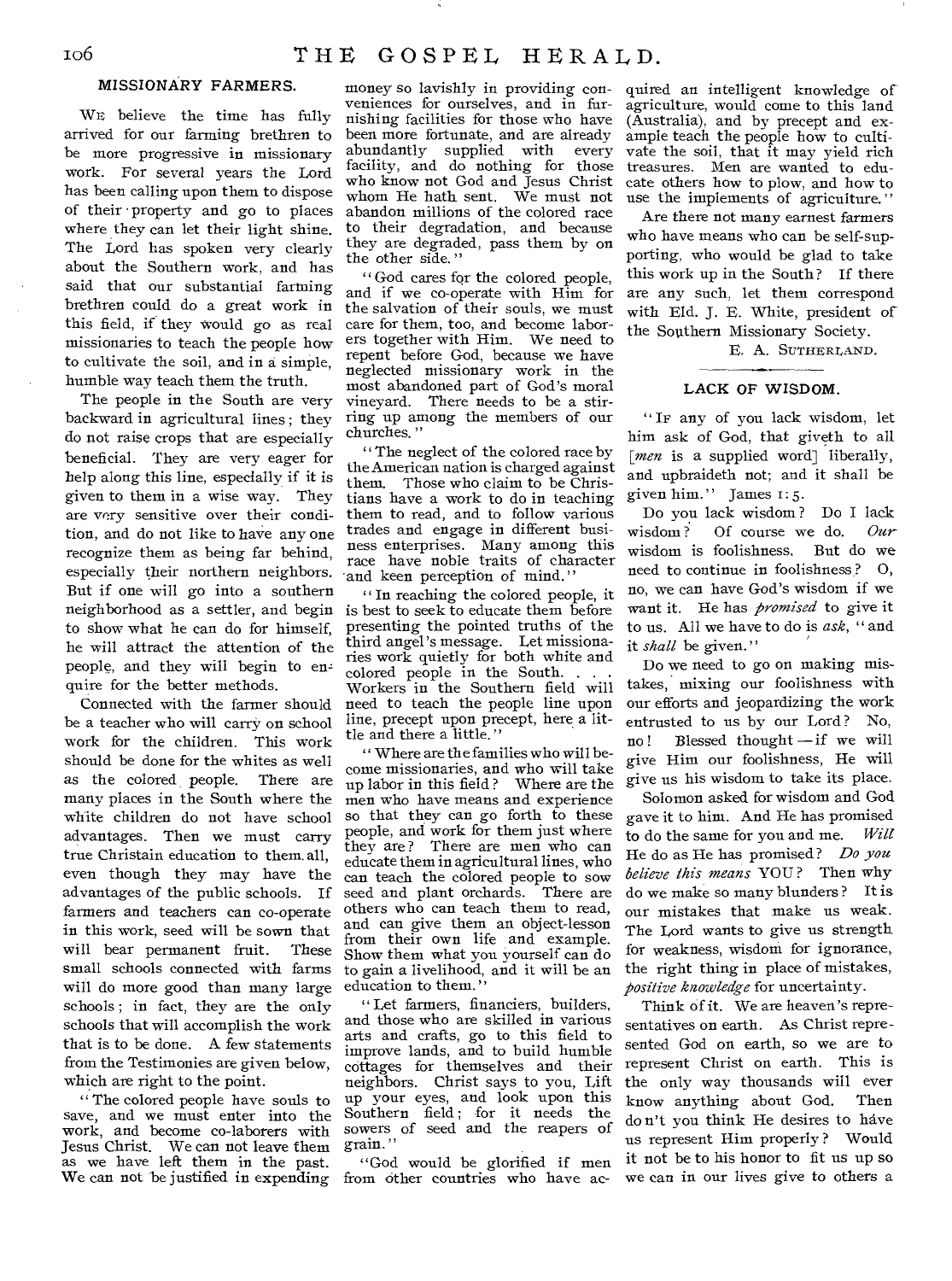## MISSIONARY FARMERS.

WE believe the time has fully arrived for our farming brethren to be more progressive in missionary work. For several years the Lord has been calling upon them to dispose of their property and go to places where they can let their light shine. The Lord has spoken very clearly about the Southern work, and has said that our substantial farming brethren could do a great work in this field, if they would go as real missionaries to teach the people how to cultivate the soil, and in a simple, humble way teach them the truth.

The people in the South are very backward in agricultural lines; they do not raise crops that are especially beneficial. They are very eager for help along this line, especially if it is given to them in a wise way. They are very sensitive over their condition, and do not like to have any one recognize them as being far behind, especially their northern neighbors. But if one will go into a southern neighborhood as a settler, and begin to show what he can do for himself, he will attract the attention of the people, and they will begin to enquire for the better methods.

Connected with the farmer should be a teacher who will carry on school work for the children. This work should be done for the whites as well as the colored people. There are many places in the South where the white children do not have school advantages. Then we must carry true Christain education to them all, even though they may have the advantages of the public schools. If farmers and teachers can co-operate in this work, seed will be sown that will bear permanent fruit. These small schools connected with farms will do more good than many large schools; in fact, they are the only schools that will accomplish the work that is to be done. A few statements from the Testimonies are given below, which are right to the point.

"The colored people have souls to save, and we must enter into the work, and become co-laborers with Jesus Christ. We can not leave them as we have left them in the past. We can not be justified in expending money so lavishly in providing conveniences for ourselves, and in furnishing facilities for those who have been more fortunate, and are already abundantly supplied with every facility, and do nothing for those who know not God and Jesus Christ whom He hath sent. We must not abandon millions of the colored race to their degradation, and because they are degraded, pass them by on the other side."

"God cares for the colored people, and if we co-operate with Him for the salvation of their souls, we must care for them, too, and become laborers together with Him. We need to repent before God, because we have neglected missionary work in the most abandoned part of God's moral vineyard. There needs to be a stirring up among the members of our churches."

"The neglect of the colored race by the American nation is charged against them. Those who claim to be Christians have a work to do in teaching them to read, and to follow various trades and engage in different business enterprises. Many among this race have noble traits of character and keen perception of mind."

"In reaching the colored people, it is best to seek to educate them before presenting the pointed truths of the third angel's message. Let missionaries work quietly for both white and colored people in the South. . . . Workers in the Southern field will need to teach the people line upon line, precept upon precept, here a little and there a little."

"Where are the families who will become missionaries, and who will take up labor in this field? Where are the men who have means and experience so that they can go forth to these people, and work for them just where they are? There are men who can educate them in agricultural lines, who can teach the colored people to sow seed and plant orchards. There are others who can teach them to read, and can give them an object-lesson from their own life and example. Show them what you yourself can do to gain a livelihood, and it will be an education to them."

"Let farmers, financiers, builders, and those who are skilled in various arts and crafts, go to this field to improve lands, and to build humble cottages for themselves and their neighbors. Christ says to you, Lift up your eyes, and look upon this Southern field; for it needs the sowers of seed and the reapers of grain."

"God would be glorified if men from other countries who have acquired an intelligent knowledge of agriculture, would come to this land (Australia), and by precept and example teach the people how to cultivate the soil, that it may yield rich treasures. Men are wanted to educate others how to plow, and how to use the implements of agriculture."

Are there not many earnest farmers who have means who can be self-supporting, who would be glad to take this work up in the South? If there are any such, let them correspond with Eld. J. E. White, president of the Southern Missionary Society.

E. A. SUTHERLAND.

## LACK OF WISDOM.

"IF any of you lack wisdom, let him ask of God, that giveth to all [*men* is a supplied word] liberally, and upbraideth not; and it shall be given him." James 1:5.

Do you lack wisdom? Do I lack wisdom? Of course we do. *Our* wisdom is foolishness. But do we need to continue in foolishness? O, no, we can have God's wisdom if we want it. He has *promised* to give it to us. All we have to do is *ask*, "and it *shall* be given."

Do we need to go on making mistakes, mixing our foolishness with our efforts and jeopardizing the work entrusted to us by our Lord? No, no! Blessed thought — if we will give Him our foolishness, He will give us his wisdom to take its place.

Solomon asked for wisdom and God gave it to him. And He has promised to do the same for you and me. *Will* He do as He has promised? *Do you believe this means* YOU? Then why do we make so many blunders? It is our mistakes that make us weak. The Lord wants to give us strength for weakness, wisdom for ignorance, the right thing in place of mistakes, *positive knowledge* for uncertainty.

Think of it. We are heaven's representatives on earth. As Christ represented God on earth, so we are to represent Christ on earth. This is the only way thousands will ever know anything about God. Then do n't you think He desires to have us represent Him properly? Would it not be to his honor to fit us up so we can in our lives give to others a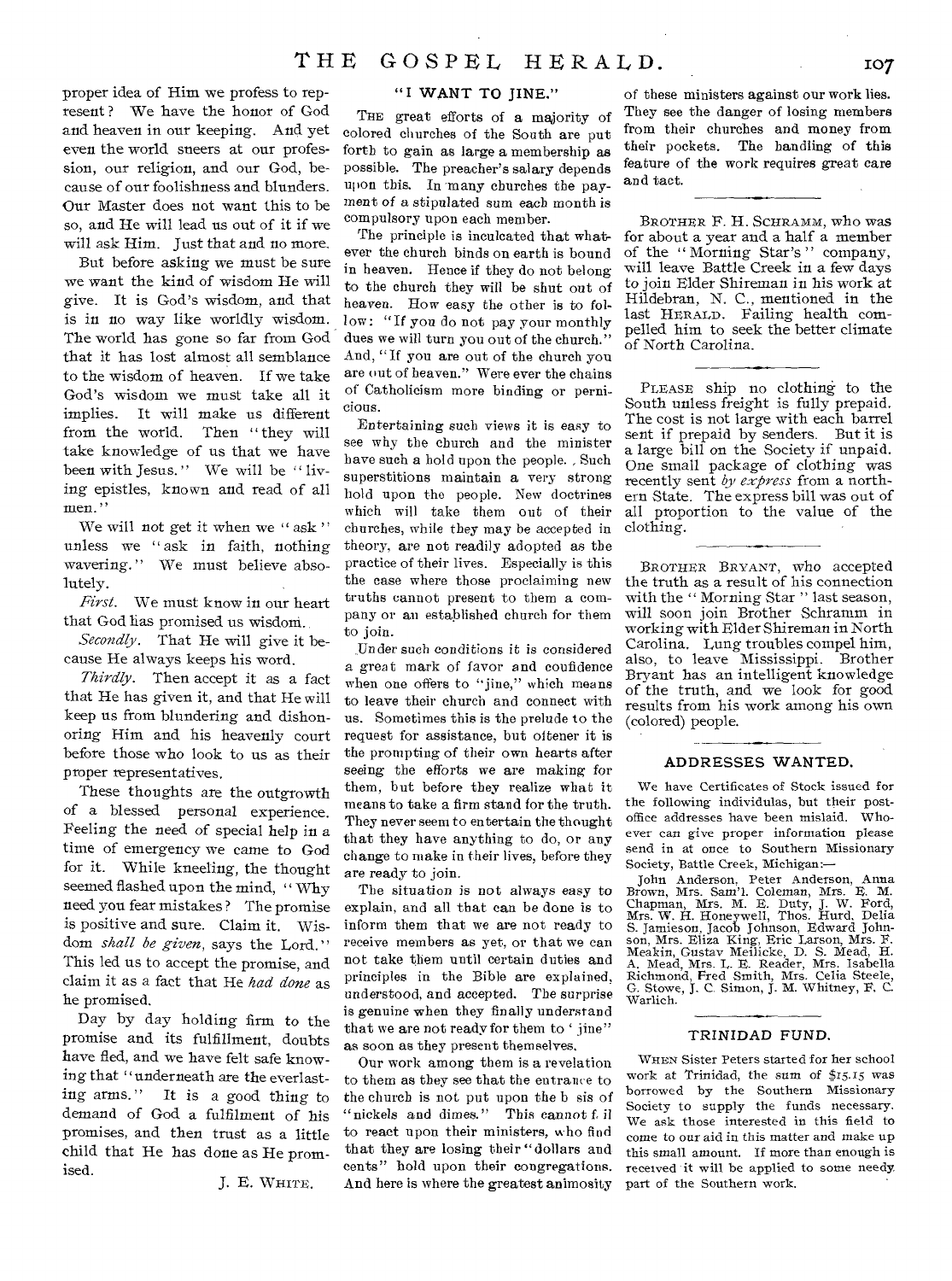proper idea of Him we profess to represent? We have the honor of God and heaven in our keeping. And yet even the world sneers at our profession, our religion, and our God, because of our foolishness and blunders. Our Master does not want this to be so, and He will lead us out of it if we will ask Him. Just that and no more.

But before asking we must be sure we want the kind of wisdom He will give. It is God's wisdom, and that is in no way like worldly wisdom. The world has gone so far from God that it has lost almost all semblance to the wisdom of heaven. If we take God's wisdom we must take all it implies. It will make us different from the world. Then "they will take knowledge of us that we have been with Jesus." We will be "living epistles, known and read of all men."

We will not get it when we "ask" unless we "ask in faith, nothing wavering." We must believe absolutely.

*First.* We must know in our heart that God has promised us wisdom.

*Secondly.* That He will give it because He always keeps his word.

*Thirdly.* Then accept it as a fact that He has given it, and that He will keep us from blundering and dishonoring Him and his heavenly court before those who look to us as their proper representatives.

These thoughts are the outgrowth of a blessed personal experience. Feeling the need of special help in a time of emergency we came to God for it. While kneeling, the thought seemed flashed upon the mind, "Why need you fear mistakes? The promise is positive and sure. Claim it. Wisdom *shall be given*, says the Lord." This led us to accept the promise, and claim it as a fact that He *had done* as he promised.

Day by day holding firm to the promise and its fulfillment, doubts have fled, and we have felt safe knowing that "underneath are the everlasting arms." It is a good thing to demand of God a fulfilment of his promises, and then trust as a little child that He has done as He promised.

J. E. WHITE.

## "I WANT TO JINE."

THE great efforts of a majority of colored churches of the South are put forth to gain as large a membership as possible. The preacher's salary depends upon this. In many churches the payment of a stipulated sum each month is compulsory upon each member.

The principle is inculcated that whatever the church binds on earth is bound in heaven. Hence if they do not belong to the church they will be shut out of heaven. How easy the other is to follow: "If you do not pay your monthly dues we will turn you out of the church." And, "If you are out of the church you are out of heaven." Were ever the chains of Catholicism more binding or pernicious.

Entertaining such views it is easy to see why the church and the minister have such a hold upon the people. Such superstitions maintain a very strong hold upon the people. New doctrines which will take them out of their churches, while they may be accepted in theory, are not readily adopted as the practice of their lives. Especially is this the case where those proclaiming new truths cannot present to them a company or an established church for them to join.

Under such conditions it is considered a great mark of favor and confidence when one offers to "jine," which means to leave their church and connect with us. Sometimes this is the prelude to the request for assistance, but oftener it is the prompting of their own hearts after seeing the efforts we are making for them, but before they realize what it means to take a firm stand for the truth. They never seem to entertain the thought that they have anything to do, or any change to make in their lives, before they are ready to join.

The situation is not always easy to explain, and all that can be done is to inform them that we are not ready to receive members as yet, or that we can not take them until certain duties and principles in the Bible are explained, understood, and accepted. The surprise is genuine when they finally understand that we are not ready for them to 'jine" as soon as they present themselves.

Our work among them is a revelation to them as they see that the entrance to the church is not put upon the b sis of "nickels and dimes." This cannot f il to react upon their ministers, who find that they are losing their "dollars and cents" hold upon their congregations. And here is where the greatest animosity of these ministers against our work lies. They see the danger of losing members from their churches and money from their pockets. The handling of this feature of the work requires great care and tact.

---

BROTHER F. H. SCHRAMM, who was for about a year and a half a member of the "Morning Star's" company, will leave Battle Creek in a few days to join Elder Shireman in his work at Hildebran, N. C., mentioned in the last HERALD. Failing health compelled him to seek the better climate of North Carolina.

---

PLEASE ship no clothing to the South unless freight is fully prepaid. The cost is not large with each barrel sent if prepaid by senders. But it is a large bill on the Society if unpaid. One small package of clothing was recently sent *by express* from a northern State. The express bill was out of all proportion to the value of the clothing.

---

BROTHER BRYANT, who accepted the truth as a result of his connection with the "Morning Star" last season, will soon join Brother Schramm in working with Elder Shireman in North Carolina. Lung troubles compel him, also, to leave Mississippi. Brother Bryant has an intelligent knowledge of the truth, and we look for good results from his work among his own (colored) people.

## ADDRESSES WANTED.

We have Certificates of Stock issued for the following individulas, but their postoffice addresses have been mislaid. Whoever can give proper information please send in at once to Southern Missionary Society, Battle Creek, Michigan:—

John Anderson, Peter Anderson, Anna Brown, Mrs. Sam'l. Coleman, Mrs. E. M. Chapman, Mrs. M. E. Duty, J. W. Ford, Mrs. W. H. Honeywell, Thos. Hurd, Delia S. Jamieson, Jacob Johnson, Edward Johnson, Mrs. Eliza King, Eric Larson, Mrs. F. Meakin, Gustav Meilicke, D. S. Mead, H. A. Mead, Mrs. L. E. Reader, Mrs. Isabella Richmond, Fred Smith, Mrs. Celia Steele, G. Stowe, J. C. Simon, J. M. Whitney, F. C. Warlich.

## TRINIDAD FUND.

WHEN Sister Peters started for her school work at Trinidad, the sum of $15.15 was borrowed by the Southern Missionary Society to supply the funds necessary. We ask those interested in this field to come to our aid in this matter and make up this small amount. If more than enough is received it will be applied to some needy part of the Southern work.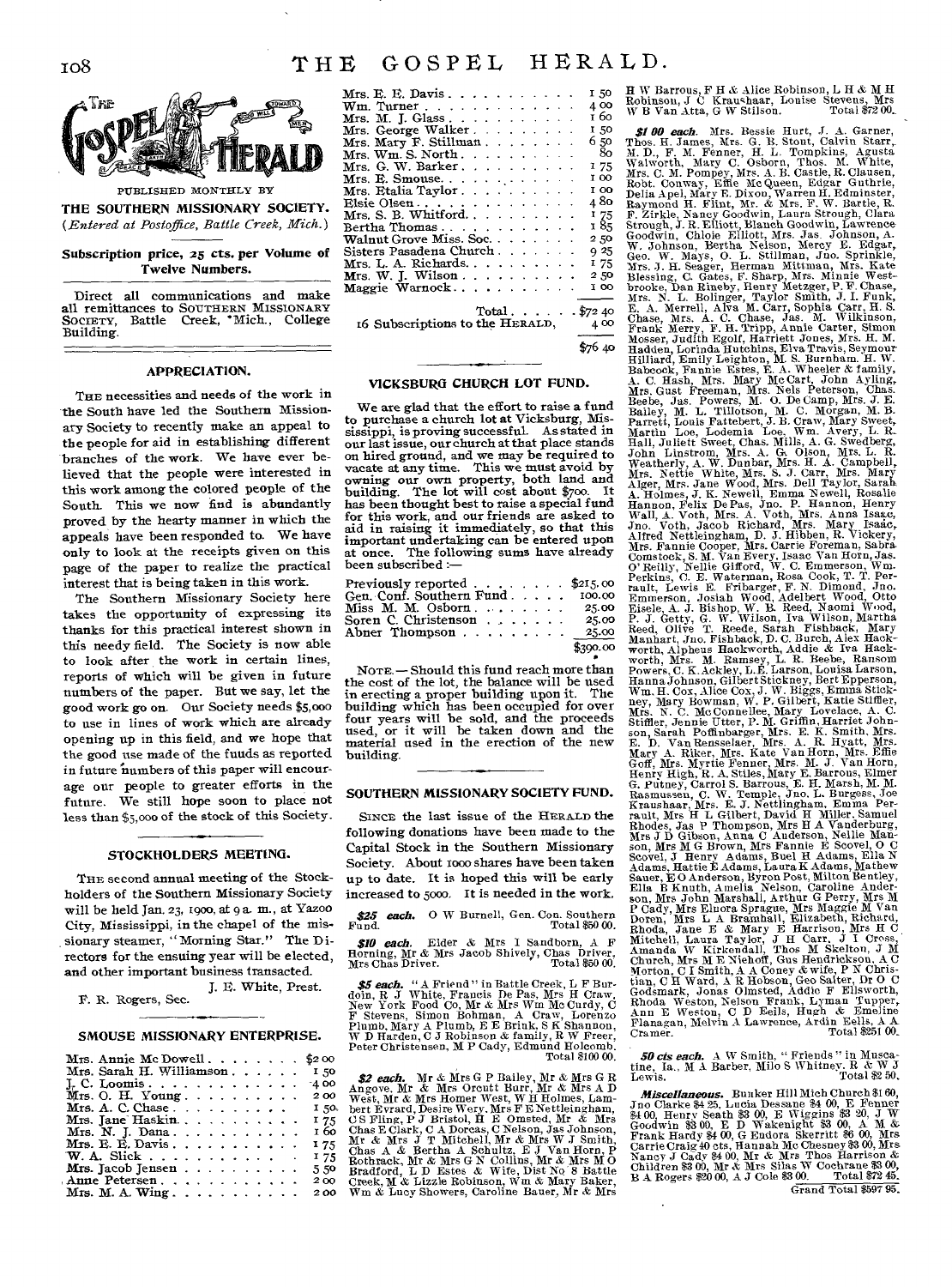PUBLISHED MONTHLY BY

**THE SOUTHERN MISSIONARY SOCIETY.**

*(Entered at Postoffice, Battle Creek, Mich.)*

**Subscription price, 25 cts. per Volume of Twelve Numbers.**

Direct all communications and make all remittances to SOUTHERN MISSIONARY SOCIETY, Battle Creek, Mich., College Building.

## APPRECIATION.

THE necessities and needs of the work in the South have led the Southern Missionary Society to recently make an appeal to the people for aid in establishing different branches of the work. We have ever believed that the people were interested in this work among the colored people of the South. This we now find is abundantly proved by the hearty manner in which the appeals have been responded to. We have only to look at the receipts given on this page of the paper to realize the practical interest that is being taken in this work.

The Southern Missionary Society here takes the opportunity of expressing its thanks for this practical interest shown in this needy field. The Society is now able to look after the work in certain lines, reports of which will be given in future numbers of the paper. But we say, let the good work go on. Our Society needs $5,000 to use in lines of work which are already opening up in this field, and we hope that the good use made of the funds as reported in future numbers of this paper will encourage our people to greater efforts in the future. We still hope soon to place not less than $5,000 of the stock of this Society.

## STOCKHOLDERS MEETING.

THE second annual meeting of the Stockholders of the Southern Missionary Society will be held Jan. 23, 1900, at 9 a. m., at Yazoo City, Mississippi, in the chapel of the missionary steamer, "Morning Star." The Directors for the ensuing year will be elected, and other important business transacted.

J. E. White, Prest.

F. R. Rogers, Sec.

## SMOUSE MISSIONARY ENTERPRISE.

| | |
|---|---|
| Mrs. Annie Mc Dowell | $2 00 |
| Mrs. Sarah H. Williamson | 1 50 |
| J. C. Loomis | 4 00 |
| Mrs. O. H. Young | 2 00 |
| Mrs. A. C. Chase | 1 50 |
| Mrs. Jane Haskin | 1 75 |
| Mrs. N. J. Dana | 1 60 |
| Mrs. E. E. Davis | 1 75 |
| W. A. Slick | 1 75 |
| Mrs. Jacob Jensen | 5 50 |
| Anne Petersen | 2 00 |
| Mrs. M. A. Wing | 2 00 |
| Mrs. E. E. Davis | 1 50 |
| Wm. Turner | 4 00 |
| Mrs. M. J. Glass | 1 60 |
| Mrs. George Walker | 1 50 |
| Mrs. Mary F. Stillman | 6 50 |
| Mrs. Wm. S. North | 80 |
| Mrs. G. W. Barker | 1 75 |
| Mrs. E. Smouse | 1 00 |
| Mrs. Etalia Taylor | 1 00 |
| Elsie Olsen | 4 80 |
| Mrs. S. B. Whitford | 1 75 |
| Bertha Thomas | 1 85 |
| Walnut Grove Miss. Soc. | 2 50 |
| Sisters Pasadena Church | 9 25 |
| Mrs. L. A. Richards | 1 75 |
| Mrs. W. J. Wilson | 2 50 |
| Maggie Warnock | 1 00 |
| Total | $72 40 |
| 16 Subscriptions to the HERALD, | 4 00 |
| | $76 40 |

## VICKSBURG CHURCH LOT FUND.

We are glad that the effort to raise a fund to purchase a church lot at Vicksburg, Mississippi, is proving successful. As stated in our last issue, our church at that place stands on hired ground, and we may be required to vacate at any time. This we must avoid by owning our own property, both land and building. The lot will cost about $700. It has been thought best to raise a special fund for this work, and our friends are asked to aid in raising it immediately, so that this important undertaking can be entered upon at once. The following sums have already been subscribed :—

| | |
|---|---|
| Previously reported | $215.00 |
| Gen. Conf. Southern Fund | 100.00 |
| Miss M. M. Osborn | 25.00 |
| Soren C. Christenson | 25.00 |
| Abner Thompson | 25.00 |
| | $390.00 |

NOTE.—Should this fund reach more than the cost of the lot, the balance will be used in erecting a proper building upon it. The building which has been occupied for over four years will be sold, and the proceeds used, or it will be taken down and the material used in the erection of the new building.

## SOUTHERN MISSIONARY SOCIETY FUND.

SINCE the last issue of the HERALD the following donations have been made to the Capital Stock in the Southern Missionary Society. About 1000 shares have been taken up to date. It is hoped this will be early increased to 5000. It is needed in the work.

***$25 each.*** O W Burnell, Gen. Con. Southern Fund. Total $50 00.

***$10 each.*** Elder & Mrs I Sandborn, A F Horning, Mr & Mrs Jacob Shively, Chas Driver, Mrs Chas Driver. Total $50 00.

***$5 each.*** "A Friend" in Battle Creek, L F Burdoin, R J White, Francis De Pas, Mrs H Craw, New York Food Co, Mr & Mrs Wm Mc Curdy, C F Stevens, Simon Bohman, A Craw, Lorenzo Plumb, Mary A Plumb, E E Brink, S K Shannon, W D Harden, C J Robinson & family, R W Freer, Peter Christensen, M P Cady, Edmund Holcomb. Total $100 00.

***$2 each.*** Mr & Mrs G P Bailey, Mr & Mrs G R Angove, Mr & Mrs Orcutt Burr, Mr & Mrs A D West, Mr & Mrs Homer West, W H Holmes, Lambert Evrard, Desire Wery, Mrs F E Nettleingham, C S Fling, P J Bristol, H E Omsted, Mr & Mrs Chas E Clark, C A Dorcas, C Nelson, Jas Johnson, Mr & Mrs J T Mitchell, Mr & Mrs W J Smith, Chas A & Bertha A Schultz, E J Van Horn, P Rothrack, Mr & Mrs G N Collins, Mr & Mrs M O Bradford, L D Estes & Wife, Dist No 8 Battle Creek, M & Lizzie Robinson, Wm & Mary Baker, Wm & Lucy Showers, Caroline Bauer, Mr & Mrs H W Barrous, F H & Alice Robinson, L H & M H Robinson, J C Kraushaar, Louise Stevens, Mrs W B Van Atta, G W Stilson. Total $72 00.

***$1 00 each.*** Mrs. Bessie Hurt, J. A. Garner, Thos. H. James, Mrs. G. B. Stout, Calvin Starr, M. D., F. M. Fenner, H. L. Tompkins, Agusta Walworth, Mary C. Osborn, Thos. M. White, Mrs. C. M. Pompey, Mrs. A. B. Castle, R. Clausen, Robt. Conway, Effie Mc Queen, Edgar Guthrie, Delia Apel, Mary E. Dixon, Warren H. Edminster, Raymond H. Flint, Mr. & Mrs. F. W. Bartle, R. F. Zirkle, Nancy Goodwin, Laura Strough, Clara Strough, J. R. Elliott, Blanch Goodwin, Lawrence Goodwin, Chloie Elliott, Mrs. Jas. Johnson, A. W. Johnson, Bertha Nelson, Mercy E. Edgar, Geo. W. Mays, O. L. Stillman, Jno. Sprinkle, Mrs. J. H. Seager, Herman Mittman, Mrs. Kate Blessing, C. Gates, F. Sharp, Mrs. Minnie Westbrooke, Dan Rineby, Henry Metzger, P. F. Chase, Mrs. N. L. Bolinger, Taylor Smith, J. I. Funk, E. A. Merrell, Alva M. Carr, Sophia Carr, H. S. Chase, Mrs. A. C. Chase, Jas. M. Wilkinson, Frank Merry, F. H. Tripp, Annie Carter, Simon Mosser, Judith Egolf, Harriett Jones, Mrs. H. M. Hadden, Lorinda Hutchins, Elva Travis, Seymour Hilliard, Emily Leighton, M. S. Burnham, H. W. Babcock, Fannie Estes, E. A. Wheeler & family, A. C. Hash, Mrs. Mary Mc Cart, John Ayling, Mrs. Gust Freeman, Mrs. Nels Peterson, Chas. Beebe, Jas. Powers, M. O. De Camp, Mrs. J. E. Bailey, M. L. Tillotson, M. C. Morgan, M. B. Parrett, Louis Fattebert, J. B. Craw, Mary Sweet, Martin Loe, Lodemia Loe, Wm. Avery, L. R. Hall, Juliett Sweet, Chas. Mills, A. G. Swedberg, John Linstrom, Mrs. A. G. Olson, Mrs. L. R. Weatherly, A. W. Dunbar, Mrs. H. A. Campbell, Mrs. Nettie White, Mrs. S. J. Carr, Mrs. Mary Alger, Mrs. Jane Wood, Mrs. Dell Taylor, Sarah A. Holmes, J. K. Newell, Emma Newell, Rosalie Hannon, Felix De Pas, Jno. P. Hannon, Henry Wall, A. Voth, Mrs. A. Voth, Mrs. Anna Isaac, Jno. Voth, Jacob Richard, Mrs. Mary Isaac, Alfred Nettleingham, D. J. Hibben, R. Vickery, Mrs. Fannie Cooper, Mrs. Carrie Foreman, Sabra Comstock, S. M. Van Every, Isaac Van Horn, Jas. O'Reilly, Nellie Gifford, W. C. Emmerson, Wm. Perkins, C. E. Waterman, Ross Cook, T. T. Perrault, Lewis E. Fribarger, F. N. Dimond, Jno. Emmerson, Josiah Wood, Adelbert Wood, Otto Eisele, A. J. Bishop, W. B. Reed, Naomi Wood, P. J. Getty, G. W. Wilson, Iva Wilson, Martha Reed, Olive T. Reede, Sarah Fishback, Mary Manhart, Jno. Fishback, D. C. Burch, Alex Hackworth, Alpheus Hackworth, Addie & Iva Hackworth, Mrs. M. Ramsey, L. R. Beebe, Ransom Powers, C. K. Ackley, L. E. Larson, Louisa Larson, Hanna Johnson, Gilbert Stickney, Bert Epperson, Wm. H. Cox, Alice Cox, J. W. Biggs, Emma Stickney, Mary Bowman, W. P. Gilbert, Katie Stiffler, Mrs. N. C. Mc Connellee, Mary Lovelace, A. C. Stiffler, Jennie Utter, P. M. Griffin, Harriet Johnson, Sarah Poffinbarger, Mrs. E. K. Smith, Mrs. E. D. Van Rensselaer, Mrs. A. R. Hyatt, Mrs. Mary A. Riker, Mrs. Kate Van Horn, Mrs. Effie Goff, Mrs. Myrtie Fenner, Mrs. M. J. Van Horn, Henry High, R. A. Stiles, Mary E. Barrous, Elmer G. Putney, Carrol S. Barrous, E. H. Marsh, M. M. Rasmussen, C. W. Temple, Jno. L. Burgess, Joe Kraushaar, Mrs. E. J. Nettlingham, Emma Perrault, Mrs H L Gilbert, David H Miller, Samuel Rhodes, Jas P Thompson, Mrs H A Vanderburg, Mrs J D Gibson, Anna C Anderson, Nellie Manson, Mrs M G Brown, Mrs Fannie E Scovel, O C Scovel, J Henry Adams, Buel H Adams, Ella N Adams, Hattie E Adams, Laura K Adams, Mathew Sauer, E O Anderson, Byron Post, Milton Bentley, Ella B Knuth, Amelia Nelson, Caroline Anderson, Mrs John Marshall, Arthur G Perry, Mrs M P Cady, Mrs Elnora Sprague, Mrs Maggie M Van Doren, Mrs L A Bramhall, Elizabeth, Richard, Rhoda, Jane E & Mary E Harrison, Mrs H C Mitchell, Laura Taylor, J H Carr, J I Cross, Amanda W Kirkendall, Thos M Skelton, J M Church, Mrs M E Niehoff, Gus Hendrickson, A C Morton, C I Smith, A A Coney & wife, P N Christian, C H Ward, A R Hobson, Geo Salter, Dr O C Godsmark, Jonas Olmsted, Addie F Ellsworth, Rhoda Weston, Nelson Frank, Lyman Tupper, Ann E Weston, C D Eells, Hugh & Emeline Flanagan, Melvin A Lawrence, Ardin Eells, A A Cramer. Total $251 00.

***50 cts each.*** A W Smith, "Friends" in Muscatine, Ia., M A Barber, Milo S Whitney, R & W J Lewis. Total $2 50.

***Miscellaneous.*** Bunker Hill Mich Church $1 60, Jno Clarke $4 25, Lucia Dessane $4 00, E Fenner $4 00, Henry Seath $3 00, E Wiggins $3 20, J W Goodwin $3 00, E D Wakenight $3 00, A M & Frank Hardy $4 00, G Endora Skerritt $6 00, Mrs Carrie Craig 40 cts, Hannah Mc Chesney $3 00, Mrs Nancy J Cady $4 00, Mr & Mrs Thos Harrison & Children $3 00, Mr & Mrs Silas W Cochrane $3 00, B A Rogers $20 00, A J Cole $3 00. Total $72 45.

Grand Total $597 95.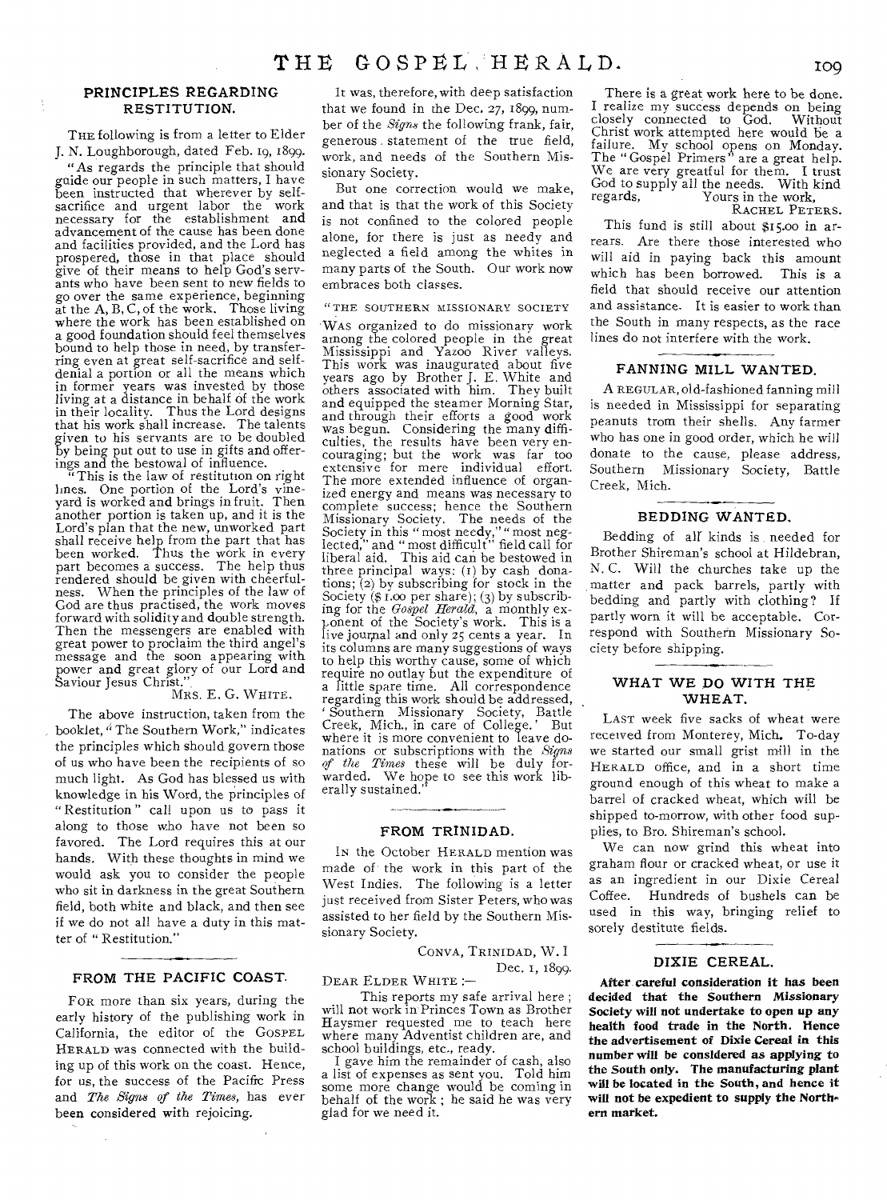## PRINCIPLES REGARDING RESTITUTION.

THE following is from a letter to Elder J. N. Loughborough, dated Feb. 19, 1899.

"As regards the principle that should guide our people in such matters, I have been instructed that wherever by self-sacrifice and urgent labor the work necessary for the establishment and advancement of the cause has been done and facilities provided, and the Lord has prospered, those in that place should give of their means to help God's servants who have been sent to new fields to go over the same experience, beginning at the A, B, C, of the work. Those living where the work has been established on a good foundation should feel themselves bound to help those in need, by transferring even at great self-sacrifice and self-denial a portion or all the means which in former years was invested by those living at a distance in behalf of the work in their locality. Thus the Lord designs that his work shall increase. The talents given to his servants are to be doubled by being put out to use in gifts and offerings and the bestowal of influence.

"This is the law of restitution on right lines. One portion of the Lord's vineyard is worked and brings in fruit. Then another portion is taken up, and it is the Lord's plan that the new, unworked part shall receive help from the part that has been worked. Thus the work in every part becomes a success. The help thus rendered should be given with cheerfulness. When the principles of the law of God are thus practised, the work moves forward with solidity and double strength. Then the messengers are enabled with great power to proclaim the third angel's message and the soon appearing with power and great glory of our Lord and Saviour Jesus Christ."

MRS. E. G. WHITE.

The above instruction, taken from the booklet, "The Southern Work," indicates the principles which should govern those of us who have been the recipients of so much light. As God has blessed us with knowledge in his Word, the principles of "Restitution" call upon us to pass it along to those who have not been so favored. The Lord requires this at our hands. With these thoughts in mind we would ask you to consider the people who sit in darkness in the great Southern field, both white and black, and then see if we do not all have a duty in this matter of "Restitution."

## FROM THE PACIFIC COAST.

FOR more than six years, during the early history of the publishing work in California, the editor of the GOSPEL HERALD was connected with the building up of this work on the coast. Hence, for us, the success of the Pacific Press and *The Signs of the Times*, has ever been considered with rejoicing.

It was, therefore, with deep satisfaction that we found in the Dec. 27, 1899, number of the *Signs* the following frank, fair, generous statement of the true field, work, and needs of the Southern Missionary Society.

But one correction would we make, and that is that the work of this Society is not confined to the colored people alone, for there is just as needy and neglected a field among the whites in many parts of the South. Our work now embraces both classes.

"THE SOUTHERN MISSIONARY SOCIETY

WAS organized to do missionary work among the colored people in the great Mississippi and Yazoo River valleys. This work was inaugurated about five years ago by Brother J. E. White and others associated with him. They built and equipped the steamer Morning Star, and through their efforts a good work was begun. Considering the many difficulties, the results have been very encouraging; but the work was far too extensive for mere individual effort. The more extended influence of organized energy and means was necessary to complete success; hence the Southern Missionary Society. The needs of the Society in this "most needy," "most neglected," and "most difficult" field call for liberal aid. This aid can be bestowed in three principal ways: (1) by cash donations; (2) by subscribing for stock in the Society ($1.00 per share); (3) by subscribing for the *Gospel Herald*, a monthly exponent of the Society's work. This is a live journal and only 25 cents a year. In its columns are many suggestions of ways to help this worthy cause, some of which require no outlay but the expenditure of a little spare time. All correspondence regarding this work should be addressed, 'Southern Missionary Society, Battle Creek, Mich., in care of College.' But where it is more convenient to leave donations or subscriptions with the *Signs of the Times* these will be duly forwarded. We hope to see this work liberally sustained."

## FROM TRINIDAD.

IN the October HERALD mention was made of the work in this part of the West Indies. The following is a letter just received from Sister Peters, who was assisted to her field by the Southern Missionary Society.

CONVA, TRINIDAD, W. I
Dec. 1, 1899.

DEAR ELDER WHITE :—

This reports my safe arrival here; will not work in Princes Town as Brother Haysmer requested me to teach here where many Adventist children are, and school buildings, etc., ready.

I gave him the remainder of cash, also a list of expenses as sent you. Told him some more change would be coming in behalf of the work; he said he was very glad for we need it.

There is a great work here to be done. I realize my success depends on being closely connected to God. Without Christ work attempted here would be a failure. My school opens on Monday. The "Gospel Primers" are a great help. We are very greatful for them. I trust God to supply all the needs. With kind regards,

Yours in the work,
RACHEL PETERS.

This fund is still about $15.00 in arrears. Are there those interested who will aid in paying back this amount which has been borrowed. This is a field that should receive our attention and assistance. It is easier to work than the South in many respects, as the race lines do not interfere with the work.

## FANNING MILL WANTED.

A REGULAR, old-fashioned fanning mill is needed in Mississippi for separating peanuts trom their shells. Any farmer who has one in good order, which he will donate to the cause, please address, Southern Missionary Society, Battle Creek, Mich.

## BEDDING WANTED.

Bedding of all kinds is needed for Brother Shireman's school at Hildebran, N. C. Will the churches take up the matter and pack barrels, partly with bedding and partly with clothing? If partly worn it will be acceptable. Correspond with Southern Missionary Society before shipping.

## WHAT WE DO WITH THE WHEAT.

LAST week five sacks of wheat were received from Monterey, Mich. To-day we started our small grist mill in the HERALD office, and in a short time ground enough of this wheat to make a barrel of cracked wheat, which will be shipped to-morrow, with other food supplies, to Bro. Shireman's school.

We can now grind this wheat into graham flour or cracked wheat, or use it as an ingredient in our Dixie Cereal Coffee. Hundreds of bushels can be used in this way, bringing relief to sorely destitute fields.

## DIXIE CEREAL.

**After careful consideration it has been decided that the Southern Missionary Society will not undertake to open up any health food trade in the North. Hence the advertisement of Dixie Cereal in this number will be considered as applying to the South only. The manufacturing plant will be located in the South, and hence it will not be expedient to supply the Northern market.**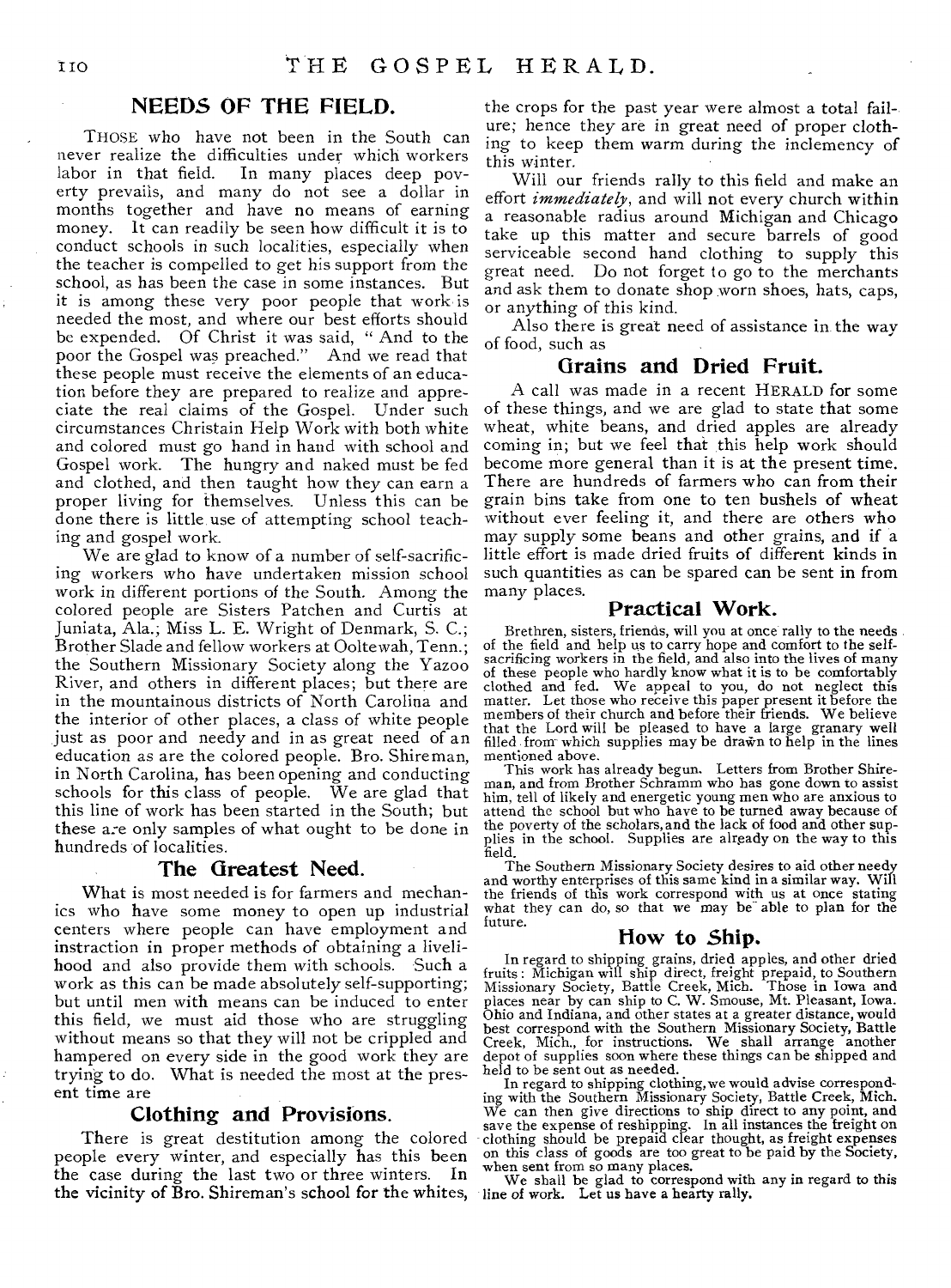## NEEDS OF THE FIELD.

THOSE who have not been in the South can never realize the difficulties under which workers labor in that field. In many places deep poverty prevails, and many do not see a dollar in months together and have no means of earning money. It can readily be seen how difficult it is to conduct schools in such localities, especially when the teacher is compelled to get his support from the school, as has been the case in some instances. But it is among these very poor people that work is needed the most, and where our best efforts should be expended. Of Christ it was said, "And to the poor the Gospel was preached." And we read that these people must receive the elements of an education before they are prepared to realize and appreciate the real claims of the Gospel. Under such circumstances Christain Help Work with both white and colored must go hand in hand with school and Gospel work. The hungry and naked must be fed and clothed, and then taught how they can earn a proper living for themselves. Unless this can be done there is little use of attempting school teaching and gospel work.

We are glad to know of a number of self-sacrificing workers who have undertaken mission school work in different portions of the South. Among the colored people are Sisters Patchen and Curtis at Juniata, Ala.; Miss L. E. Wright of Denmark, S. C.; Brother Slade and fellow workers at Ooltewah, Tenn.; the Southern Missionary Society along the Yazoo River, and others in different places; but there are in the mountainous districts of North Carolina and the interior of other places, a class of white people just as poor and needy and in as great need of an education as are the colored people. Bro. Shireman, in North Carolina, has been opening and conducting schools for this class of people. We are glad that this line of work has been started in the South; but these are only samples of what ought to be done in hundreds of localities.

### The Greatest Need.

What is most needed is for farmers and mechanics who have some money to open up industrial centers where people can have employment and instraction in proper methods of obtaining a livelihood and also provide them with schools. Such a work as this can be made absolutely self-supporting; but until men with means can be induced to enter this field, we must aid those who are struggling without means so that they will not be crippled and hampered on every side in the good work they are trying to do. What is needed the most at the present time are

### Clothing and Provisions.

There is great destitution among the colored people every winter, and especially has this been the case during the last two or three winters. In the vicinity of Bro. Shireman's school for the whites, the crops for the past year were almost a total failure; hence they are in great need of proper clothing to keep them warm during the inclemency of this winter.

Will our friends rally to this field and make an effort *immediately*, and will not every church within a reasonable radius around Michigan and Chicago take up this matter and secure barrels of good serviceable second hand clothing to supply this great need. Do not forget to go to the merchants and ask them to donate shop worn shoes, hats, caps, or anything of this kind.

Also there is great need of assistance in the way of food, such as

### Grains and Dried Fruit.

A call was made in a recent HERALD for some of these things, and we are glad to state that some wheat, white beans, and dried apples are already coming in; but we feel that this help work should become more general than it is at the present time. There are hundreds of farmers who can from their grain bins take from one to ten bushels of wheat without ever feeling it, and there are others who may supply some beans and other grains, and if a little effort is made dried fruits of different kinds in such quantities as can be spared can be sent in from many places.

### Practical Work.

Brethren, sisters, friends, will you at once rally to the needs of the field and help us to carry hope and comfort to the self-sacrificing workers in the field, and also into the lives of many of these people who hardly know what it is to be comfortably clothed and fed. We appeal to you, do not neglect this matter. Let those who receive this paper present it before the members of their church and before their friends. We believe that the Lord will be pleased to have a large granary well filled from which supplies may be drawn to help in the lines mentioned above.

This work has already begun. Letters from Brother Shireman, and from Brother Schramm who has gone down to assist him, tell of likely and energetic young men who are anxious to attend the school but who have to be turned away because of the poverty of the scholars, and the lack of food and other supplies in the school. Supplies are already on the way to this field.

The Southern Missionary Society desires to aid other needy and worthy enterprises of this same kind in a similar way. Will the friends of this work correspond with us at once stating what they can do, so that we may be able to plan for the future.

### How to Ship.

In regard to shipping grains, dried apples, and other dried fruits: Michigan will ship direct, freight prepaid, to Southern Missionary Society, Battle Creek, Mich. Those in Iowa and places near by can ship to C. W. Smouse, Mt. Pleasant, Iowa. Ohio and Indiana, and other states at a greater distance, would best correspond with the Southern Missionary Society, Battle Creek, Mich., for instructions. We shall arrange another depot of supplies soon where these things can be shipped and held to be sent out as needed.

In regard to shipping clothing, we would advise corresponding with the Southern Missionary Society, Battle Creek, Mich. We can then give directions to ship direct to any point, and save the expense of reshipping. In all instances the freight on clothing should be prepaid clear thought, as freight expenses on this class of goods are too great to be paid by the Society, when sent from so many places.

We shall be glad to correspond with any in regard to this line of work. Let us have a hearty rally.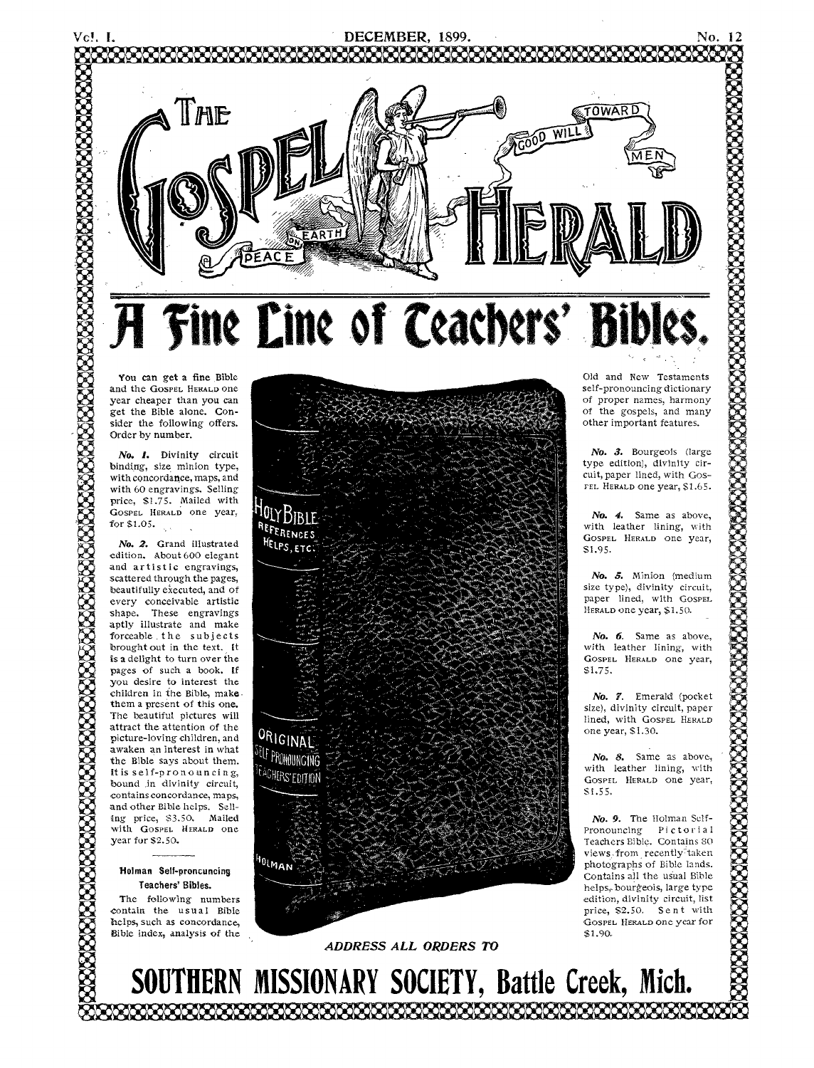# THE GOSPEL HERALD

PEACE ON EARTH — GOOD WILL TOWARD MEN

## A Fine Line of Teachers' Bibles.

You can get a fine Bible and the GOSPEL HERALD one year cheaper than you can get the Bible alone. Consider the following offers. Order by number.

*No. 1.* Divinity circuit binding, size minion type, with concordance, maps, and with 60 engravings. Selling price, $1.75. Mailed with GOSPEL HERALD one year, for $1.05.

*No. 2.* Grand illustrated edition. About 600 elegant and artistic engravings, scattered through the pages, beautifully executed, and of every conceivable artistic shape. These engravings aptly illustrate and make forceable the subjects brought out in the text. It is a delight to turn over the pages of such a book. If you desire to interest the children in the Bible, make them a present of this one. The beautiful pictures will attract the attention of the picture-loving children, and awaken an interest in what the Bible says about them. It is self-pronouncing, bound in divinity circuit, contains concordance, maps, and other Bible helps. Selling price, $3.50. Mailed with GOSPEL HERALD one year for $2.50.

---

**Holman Self-proncuncing Teachers' Bibles.**

The following numbers contain the usual Bible helps, such as concordance, Bible index, analysis of the Old and New Testaments self-pronouncing dictionary of proper names, harmony of the gospels, and many other important features.

*No. 3.* Bourgeois (large type edition), divinity circuit, paper lined, with GOSPEL HERALD one year, $1.65.

*No. 4.* Same as above, with leather lining, with GOSPEL HERALD one year, $1.95.

*No. 5.* Minion (medium size type), divinity circuit, paper lined, with GOSPEL HERALD one year, $1.50.

*No. 6.* Same as above, with leather lining, with GOSPEL HERALD one year, $1.75.

*No. 7.* Emerald (pocket size), divinity circuit, paper lined, with GOSPEL HERALD one year, $1.30.

*No. 8.* Same as above, with leather lining, with GOSPEL HERALD one year, $1.55.

*No. 9.* The Holman Self-Pronouncing Pictorial Teachers Bible. Contains 80 views from recently taken photographs of Bible lands. Contains all the usual Bible helps, bourgeois, large type edition, divinity circuit, list price, $2.50. Sent with GOSPEL HERALD one year for $1.90.

*ADDRESS ALL ORDERS TO*

## SOUTHERN MISSIONARY SOCIETY, Battle Creek, Mich.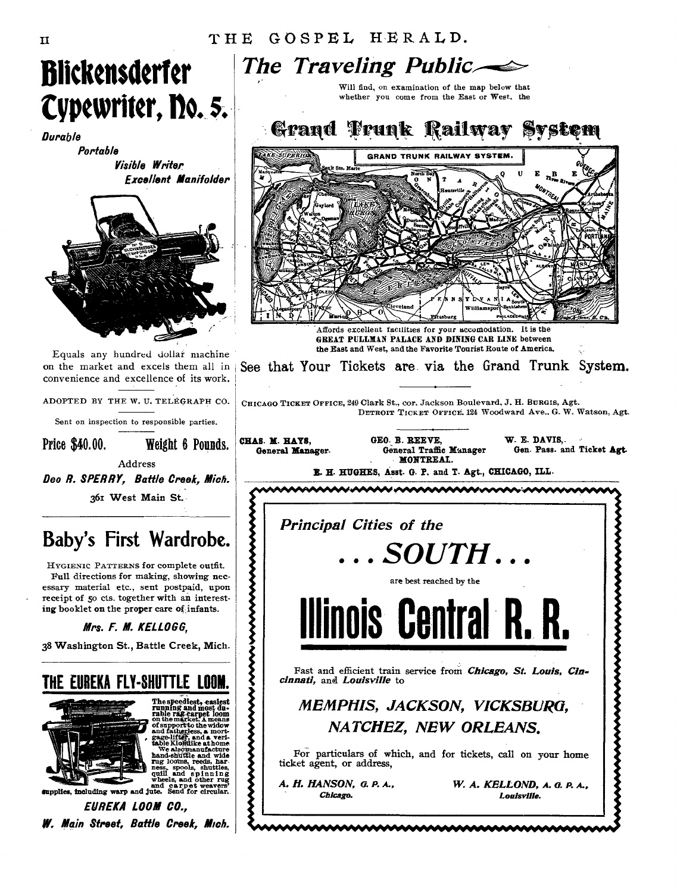# Blickensderfer Typewriter, No. 5.

*Durable*
*Portable*
*Visible Writer*
*Excellent Manifolder*

Equals any hundred dollar machine on the market and excels them all in convenience and excellence of its work.

ADOPTED BY THE W. U. TELEGRAPH CO.

Sent on inspection to responsible parties.

**Price $40.00. Weight 6 Pounds.**

Address

***Geo R. SPERRY, Battle Creek, Mich.***

361 West Main St.

---

## Baby's First Wardrobe.

HYGIENIC PATTERNS for complete outfit. Full directions for making, showing necessary material etc., sent postpaid, upon receipt of 50 cts. together with an interesting booklet on the proper care of infants.

***Mrs. F. M. KELLOGG,***

38 Washington St., Battle Creek, Mich.

---

## THE EUREKA FLY-SHUTTLE LOOM.

The speediest, easiest running and most durable rag-carpet loom on the market. A means of support to the widow and fatherless, a mortgage-lifter, and a veritable Klondike at home. We also manufacture hand-shuttle and wide rug looms, reeds, harness, spools, shuttles, quill and spinning wheels, and other rug and carpet weavers' supplies, including warp and jute. Send for circular.

***EUREKA LOOM CO.,***

***W. Main Street, Battle Creek, Mich.***

---

## *The Traveling Public*

Will find, on examination of the map below that whether you come from the East or West, the

## Grand Trunk Railway System

Affords excellent facilities for your accomodation. It is the GREAT PULLMAN PALACE AND DINING CAR LINE between the East and West, and the Favorite Tourist Route of America.

**See that Your Tickets are via the Grand Trunk System.**

CHICAGO TICKET OFFICE, 249 Clark St., cor. Jackson Boulevard, J. H. BURGIS, Agt.
DETROIT TICKET OFFICE, 124 Woodward Ave., G. W. Watson, Agt.

**CHAS. M. HAYS,** General Manager. **GEO. B. REEVE,** General Traffic Manager **W. E. DAVIS,** Gen. Pass. and Ticket Agt.
MONTREAL.

**E. H. HUGHES, Asst. G. P. and T. Agt., CHICAGO, ILL.**

---

## *Principal Cities of the*

## ... SOUTH ...

are best reached by the

# Illinois Central R. R.

Fast and efficient train service from ***Chicago, St. Louis, Cincinnati,*** and ***Louisville*** to

### *MEMPHIS, JACKSON, VICKSBURG, NATCHEZ, NEW ORLEANS.*

For particulars of which, and for tickets, call on your home ticket agent, or address,

***A. H. HANSON, G. P. A.,*** *Chicago.*

***W. A. KELLOND, A. G. P. A.,*** *Louisville.*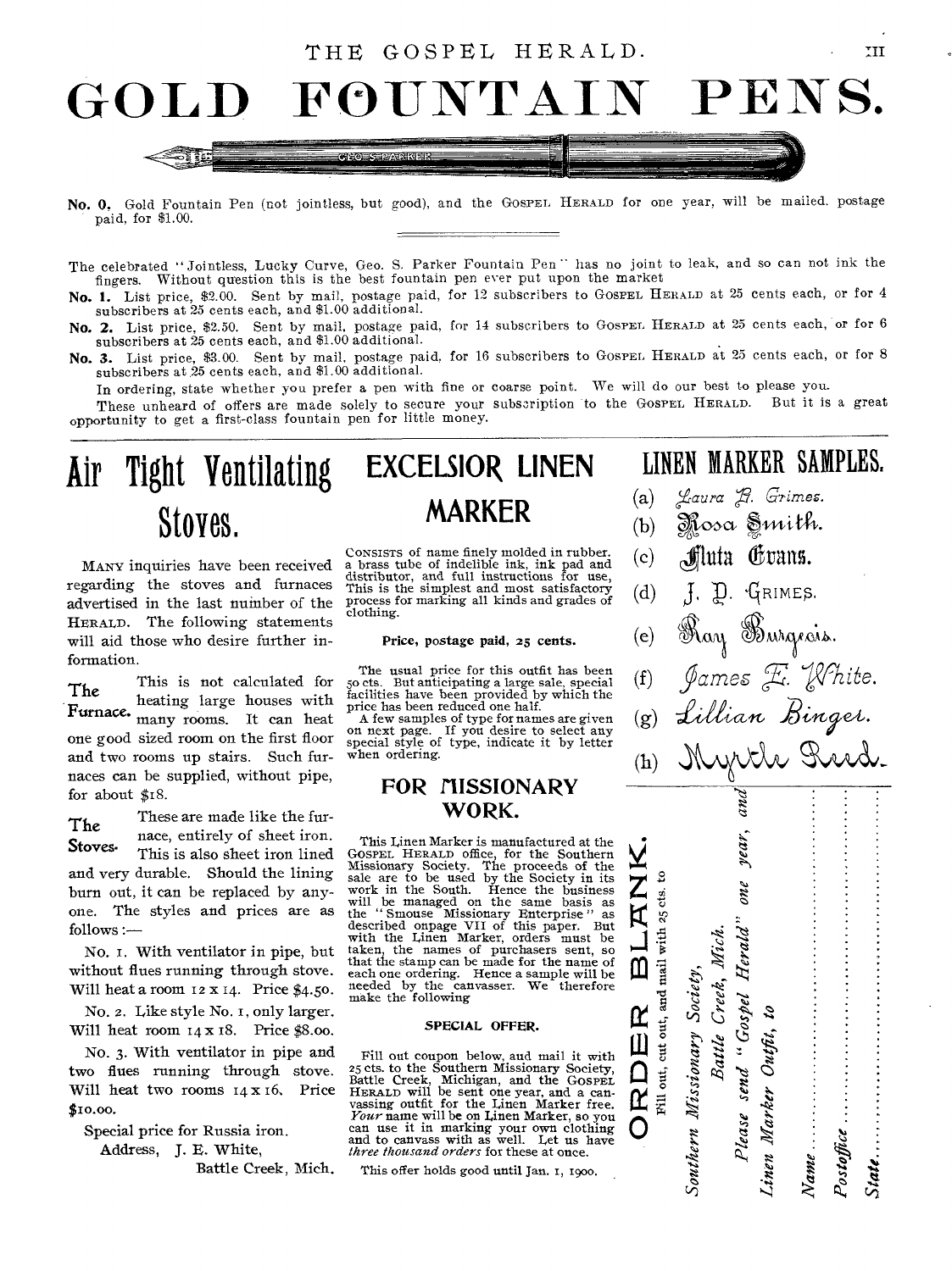# GOLD FOUNTAIN PENS.

**No. 0.** Gold Fountain Pen (not jointless, but good), and the GOSPEL HERALD for one year, will be mailed, postage paid, for $1.00.

The celebrated "Jointless, Lucky Curve, Geo. S. Parker Fountain Pen" has no joint to leak, and so can not ink the fingers. Without question this is the best fountain pen ever put upon the market

**No. 1.** List price, $2.00. Sent by mail, postage paid, for 12 subscribers to GOSPEL HERALD at 25 cents each, or for 4 subscribers at 25 cents each, and $1.00 additional.

**No. 2.** List price, $2.50. Sent by mail, postage paid, for 14 subscribers to GOSPEL HERALD at 25 cents each, or for 6 subscribers at 25 cents each, and $1.00 additional.

**No. 3.** List price, $3.00. Sent by mail, postage paid, for 16 subscribers to GOSPEL HERALD at 25 cents each, or for 8 subscribers at 25 cents each, and $1.00 additional.

In ordering, state whether you prefer a pen with fine or coarse point. We will do our best to please you.

These unheard of offers are made solely to secure your subscription to the GOSPEL HERALD. But it is a great opportunity to get a first-class fountain pen for little money.

# Air Tight Ventilating Stoves.

MANY inquiries have been received regarding the stoves and furnaces advertised in the last number of the HERALD. The following statements will aid those who desire further information.

**The Furnace.** This is not calculated for heating large houses with many rooms. It can heat one good sized room on the first floor and two rooms up stairs. Such furnaces can be supplied, without pipe, for about $18.

**The Stoves.** These are made like the furnace, entirely of sheet iron. This is also sheet iron lined and very durable. Should the lining burn out, it can be replaced by anyone. The styles and prices are as follows:—

No. 1. With ventilator in pipe, but without flues running through stove. Will heat a room 12 x 14. Price $4.50.

No. 2. Like style No. 1, only larger. Will heat room 14 x 18. Price $8.00.

No. 3. With ventilator in pipe and two flues running through stove. Will heat two rooms 14 x 16. Price $10.00.

Special price for Russia iron.

Address, J. E. White,
Battle Creek, Mich.

# EXCELSIOR LINEN MARKER

CONSISTS of name finely molded in rubber, a brass tube of indelible ink, ink pad and distributor, and full instructions for use. This is the simplest and most satisfactory process for marking all kinds and grades of clothing.

**Price, postage paid, 25 cents.**

The usual price for this outfit has been 50 cts. But anticipating a large sale, special facilities have been provided by which the price has been reduced one half.

A few samples of type for names are given on next page. If you desire to select any special style of type, indicate it by letter when ordering.

## FOR MISSIONARY WORK.

This Linen Marker is manufactured at the GOSPEL HERALD office, for the Southern Missionary Society. The proceeds of the sale are to be used by the Society in its work in the South. Hence the business will be managed on the same basis as the "Smouse Missionary Enterprise" as described on page VII of this paper. But with the Linen Marker, orders must be taken, the names of purchasers sent, so that the stamp can be made for the name of each one ordering. Hence a sample will be needed by the canvasser. We therefore make the following

**SPECIAL OFFER.**

Fill out coupon below, and mail it with 25 cts. to the Southern Missionary Society, Battle Creek, Michigan, and the GOSPEL HERALD will be sent one year, and a canvassing outfit for the Linen Marker free. *Your* name will be on Linen Marker, so you can use it in marking your own clothing and to canvass with as well. Let us have *three thousand orders* for these at once.

This offer holds good until Jan. 1, 1900.

# LINEN MARKER SAMPLES.

(a) Laura B. Grimes.
(b) Rosa Smith.
(c) Fluta Evans.
(d) J. D. Grimes.
(e) Ray Burgeois.
(f) James E. White.
(g) Lillian Binger.
(h) Myrtle Reed.

## ORDER BLANK.

Fill out, cut out, and mail with 25 cts. to

*Southern Missionary Society,*
*Battle Creek, Mich.*

*Please send "Gospel Herald" one year, and Linen Marker Outfit, to*

*Name* ..............................

*Postoffice* ..............................

*State* ..............................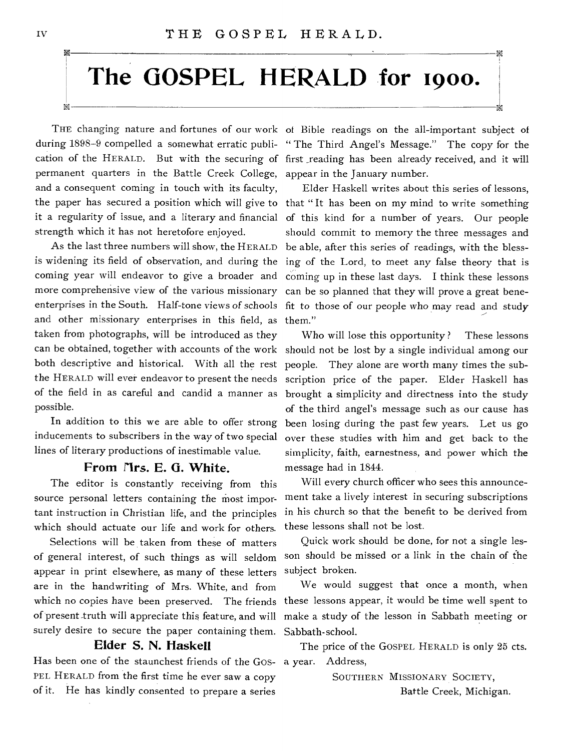# The GOSPEL HERALD for 1900.

THE changing nature and fortunes of our work during 1898–9 compelled a somewhat erratic publication of the HERALD. But with the securing of permanent quarters in the Battle Creek College, and a consequent coming in touch with its faculty, the paper has secured a position which will give to it a regularity of issue, and a literary and financial strength which it has not heretofore enjoyed.

As the last three numbers will show, the HERALD is widening its field of observation, and during the coming year will endeavor to give a broader and more comprehensive view of the various missionary enterprises in the South. Half-tone views of schools and other missionary enterprises in this field, as taken from photographs, will be introduced as they can be obtained, together with accounts of the work both descriptive and historical. With all the rest the HERALD will ever endeavor to present the needs of the field in as careful and candid a manner as possible.

In addition to this we are able to offer strong inducements to subscribers in the way of two special lines of literary productions of inestimable value.

### From Mrs. E. G. White.

The editor is constantly receiving from this source personal letters containing the most important instruction in Christian life, and the principles which should actuate our life and work for others.

Selections will be taken from these of matters of general interest, of such things as will seldom appear in print elsewhere, as many of these letters are in the handwriting of Mrs. White, and from which no copies have been preserved. The friends of present truth will appreciate this feature, and will surely desire to secure the paper containing them.

### Elder S. N. Haskell

Has been one of the staunchest friends of the GOSPEL HERALD from the first time he ever saw a copy of it. He has kindly consented to prepare a series of Bible readings on the all-important subject of "The Third Angel's Message." The copy for the first reading has been already received, and it will appear in the January number.

Elder Haskell writes about this series of lessons, that "It has been on my mind to write something of this kind for a number of years. Our people should commit to memory the three messages and be able, after this series of readings, with the blessing of the Lord, to meet any false theory that is coming up in these last days. I think these lessons can be so planned that they will prove a great benefit to those of our people who may read and study them."

Who will lose this opportunity? These lessons should not be lost by a single individual among our people. They alone are worth many times the subscription price of the paper. Elder Haskell has brought a simplicity and directness into the study of the third angel's message such as our cause has been losing during the past few years. Let us go over these studies with him and get back to the simplicity, faith, earnestness, and power which the message had in 1844.

Will every church officer who sees this announcement take a lively interest in securing subscriptions in his church so that the benefit to be derived from these lessons shall not be lost.

Quick work should be done, for not a single lesson should be missed or a link in the chain of the subject broken.

We would suggest that once a month, when these lessons appear, it would be time well spent to make a study of the lesson in Sabbath meeting or Sabbath-school.

The price of the GOSPEL HERALD is only 25 cts. a year. Address,

SOUTHERN MISSIONARY SOCIETY,
Battle Creek, Michigan.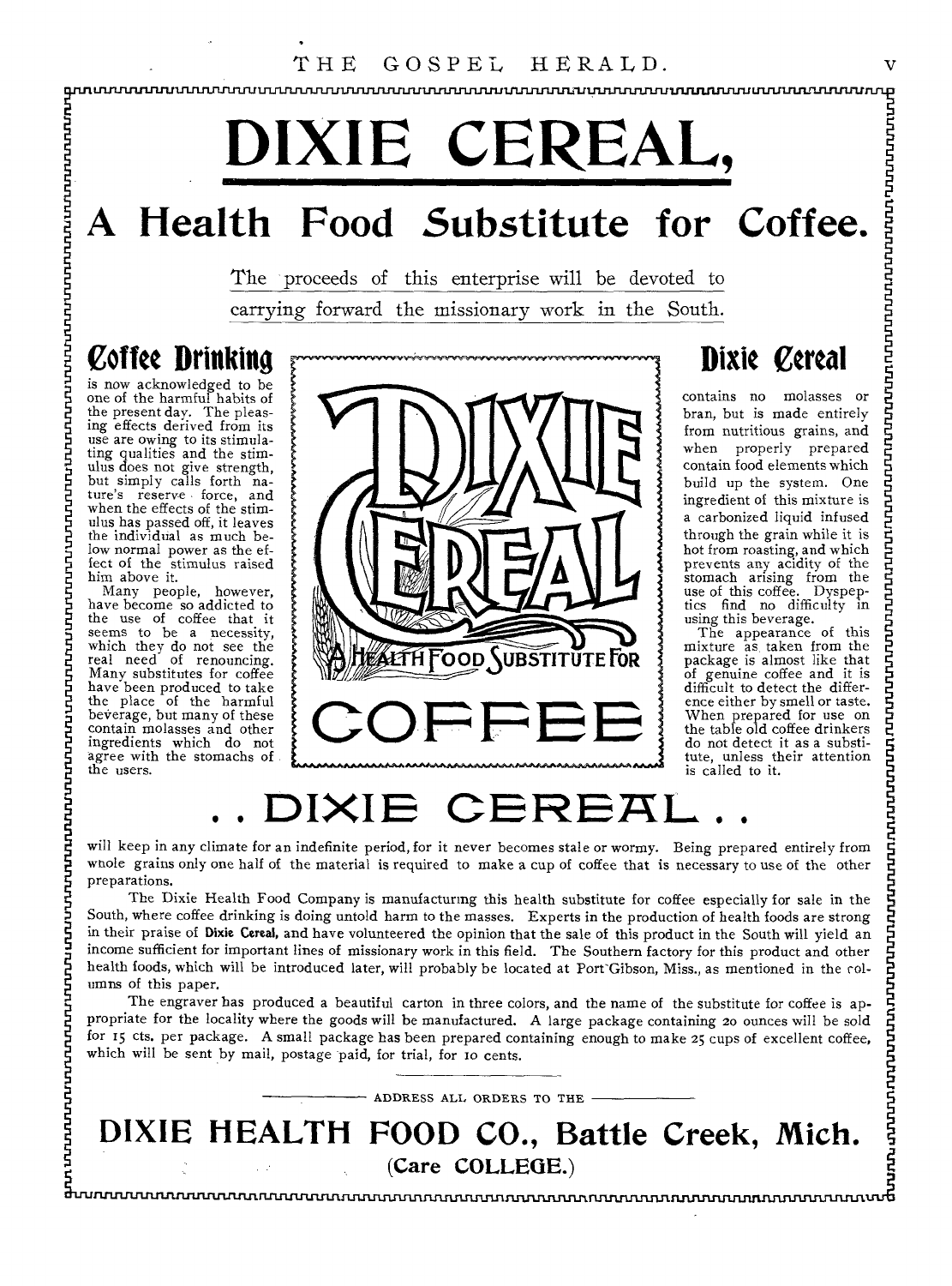# DIXIE CEREAL,

## A Health Food Substitute for Coffee.

The proceeds of this enterprise will be devoted to carrying forward the missionary work in the South.

### Coffee Drinking

is now acknowledged to be one of the harmful habits of the present day. The pleasing effects derived from its use are owing to its stimulating qualities and the stimulus does not give strength, but simply calls forth nature's reserve force, and when the effects of the stimulus has passed off, it leaves the individual as much below normal power as the effect of the stimulus raised him above it.

Many people, however, have become so addicted to the use of coffee that it seems to be a necessity, which they do not see the real need of renouncing. Many substitutes for coffee have been produced to take the place of the harmful beverage, but many of these contain molasses and other ingredients which do not agree with the stomachs of the users.

DIXIE CEREAL

A HEALTH FOOD SUBSTITUTE FOR

COFFEE

### Dixie Cereal

contains no molasses or bran, but is made entirely from nutritious grains, and when properly prepared contain food elements which build up the system. One ingredient of this mixture is a carbonized liquid infused through the grain while it is hot from roasting, and which prevents any acidity of the stomach arising from the use of this coffee. Dyspeptics find no difficulty in using this beverage.

The appearance of this mixture as taken from the package is almost like that of genuine coffee and it is difficult to detect the difference either by smell or taste. When prepared for use on the table old coffee drinkers do not detect it as a substitute, unless their attention is called to it.

## . . DIXIE CEREAL . .

will keep in any climate for an indefinite period, for it never becomes stale or wormy. Being prepared entirely from whole grains only one half of the material is required to make a cup of coffee that is necessary to use of the other preparations.

The Dixie Health Food Company is manufacturing this health substitute for coffee especially for sale in the South, where coffee drinking is doing untold harm to the masses. Experts in the production of health foods are strong in their praise of **Dixie Cereal**, and have volunteered the opinion that the sale of this product in the South will yield an income sufficient for important lines of missionary work in this field. The Southern factory for this product and other health foods, which will be introduced later, will probably be located at Port Gibson, Miss., as mentioned in the columns of this paper.

The engraver has produced a beautiful carton in three colors, and the name of the substitute for coffee is appropriate for the locality where the goods will be manufactured. A large package containing 20 ounces will be sold for 15 cts. per package. A small package has been prepared containing enough to make 25 cups of excellent coffee, which will be sent by mail, postage paid, for trial, for 10 cents.

ADDRESS ALL ORDERS TO THE

## DIXIE HEALTH FOOD CO., Battle Creek, Mich.

(Care COLLEGE.)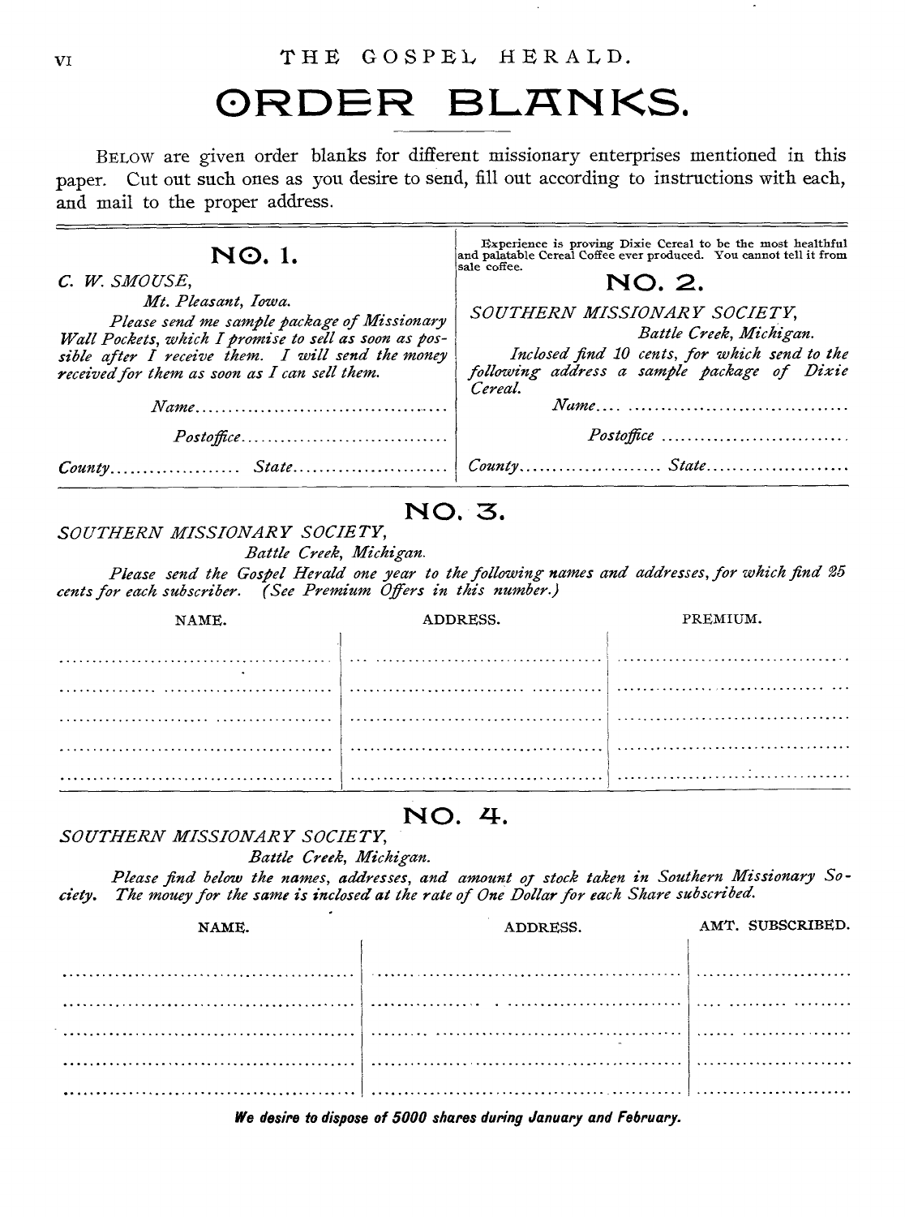# ORDER BLANKS.

BELOW are given order blanks for different missionary enterprises mentioned in this paper. Cut out such ones as you desire to send, fill out according to instructions with each, and mail to the proper address.

## NO. 1.

*C. W. SMOUSE,*

*Mt. Pleasant, Iowa.*

*Please send me sample package of Missionary Wall Pockets, which I promise to sell as soon as possible after I receive them. I will send the money received for them as soon as I can sell them.*

*Name*......................................

*Postoffice*................................

*County*.................... *State*........................

Experience is proving Dixie Cereal to be the most healthful and palatable Cereal Coffee ever produced. You cannot tell it from sale coffee.

## NO. 2.

*SOUTHERN MISSIONARY SOCIETY,*

*Battle Creek, Michigan.*

*Inclosed find 10 cents, for which send to the following address a sample package of Dixie Cereal.*

*Name*......................................

*Postoffice*................................

*County*.................... *State*........................

## NO. 3.

*SOUTHERN MISSIONARY SOCIETY,*

*Battle Creek, Michigan.*

*Please send the Gospel Herald one year to the following names and addresses, for which find 25 cents for each subscriber. (See Premium Offers in this number.)*

| NAME. | ADDRESS. | PREMIUM. |
|---|---|---|
| ........................ | ........................ | ........................ |
| ........................ | ........................ | ........................ |
| ........................ | ........................ | ........................ |
| ........................ | ........................ | ........................ |
| ........................ | ........................ | ........................ |

## NO. 4.

*SOUTHERN MISSIONARY SOCIETY,*

*Battle Creek, Michigan.*

*Please find below the names, addresses, and amount of stock taken in Southern Missionary Society. The money for the same is inclosed at the rate of One Dollar for each Share subscribed.*

| NAME. | ADDRESS. | AMT. SUBSCRIBED. |
|---|---|---|
| ........................ | ........................ | ........................ |
| ........................ | ........................ | ........................ |
| ........................ | ........................ | ........................ |
| ........................ | ........................ | ........................ |
| ........................ | ........................ | ........................ |

***We desire to dispose of 5000 shares during January and February.***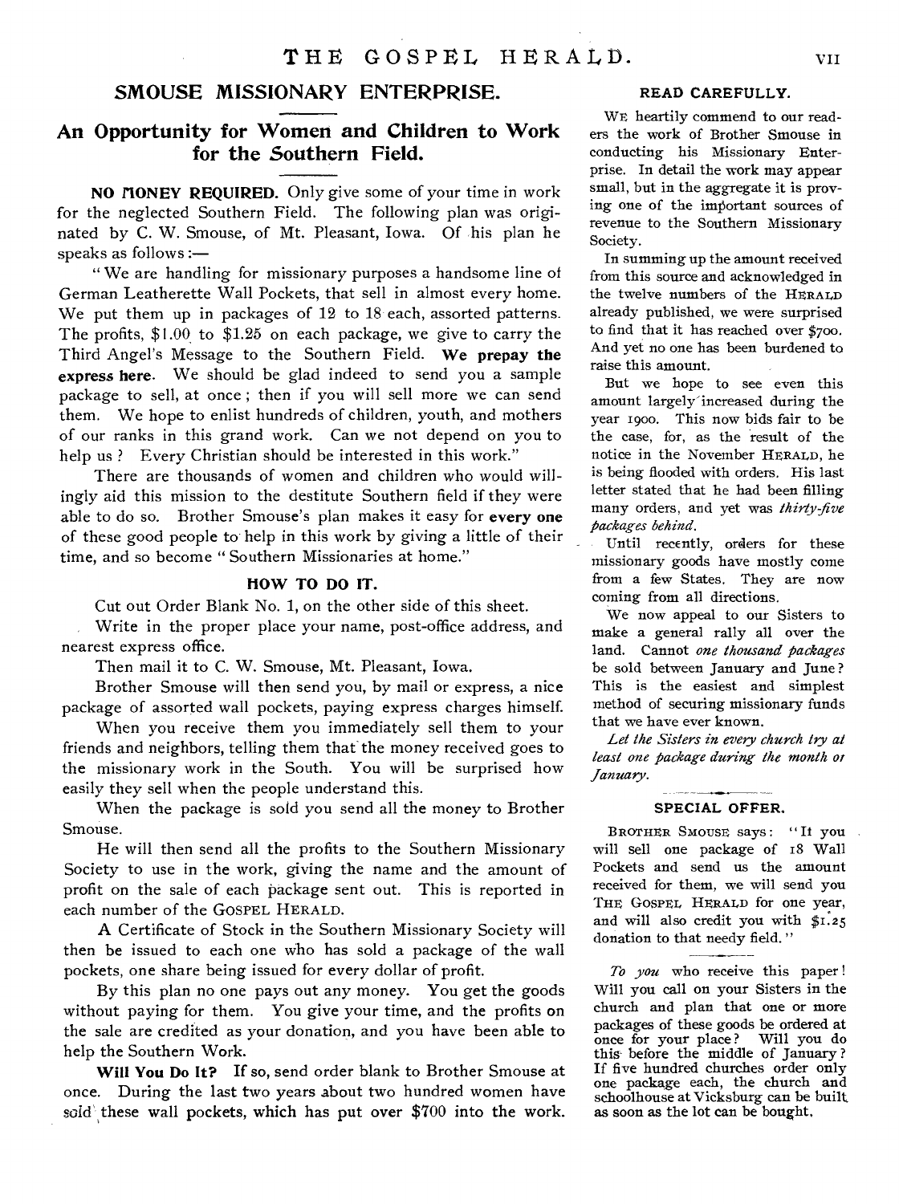## SMOUSE MISSIONARY ENTERPRISE.

### An Opportunity for Women and Children to Work for the Southern Field.

**NO MONEY REQUIRED.** Only give some of your time in work for the neglected Southern Field. The following plan was originated by C. W. Smouse, of Mt. Pleasant, Iowa. Of his plan he speaks as follows :—

"We are handling for missionary purposes a handsome line of German Leatherette Wall Pockets, that sell in almost every home. We put them up in packages of 12 to 18 each, assorted patterns. The profits, $1.00 to $1.25 on each package, we give to carry the Third Angel's Message to the Southern Field. **We prepay the express here.** We should be glad indeed to send you a sample package to sell, at once ; then if you will sell more we can send them. We hope to enlist hundreds of children, youth, and mothers of our ranks in this grand work. Can we not depend on you to help us ? Every Christian should be interested in this work."

There are thousands of women and children who would willingly aid this mission to the destitute Southern field if they were able to do so. Brother Smouse's plan makes it easy for **every one** of these good people to help in this work by giving a little of their time, and so become "Southern Missionaries at home."

#### HOW TO DO IT.

Cut out Order Blank No. 1, on the other side of this sheet.

Write in the proper place your name, post-office address, and nearest express office.

Then mail it to C. W. Smouse, Mt. Pleasant, Iowa.

Brother Smouse will then send you, by mail or express, a nice package of assorted wall pockets, paying express charges himself.

When you receive them you immediately sell them to your friends and neighbors, telling them that the money received goes to the missionary work in the South. You will be surprised how easily they sell when the people understand this.

When the package is sold you send all the money to Brother Smouse.

He will then send all the profits to the Southern Missionary Society to use in the work, giving the name and the amount of profit on the sale of each package sent out. This is reported in each number of the GOSPEL HERALD.

A Certificate of Stock in the Southern Missionary Society will then be issued to each one who has sold a package of the wall pockets, one share being issued for every dollar of profit.

By this plan no one pays out any money. You get the goods without paying for them. You give your time, and the profits on the sale are credited as your donation, and you have been able to help the Southern Work.

**Will You Do It?** If so, send order blank to Brother Smouse at once. During the last two years about two hundred women have sold these wall pockets, which has put over $700 into the work.

#### READ CAREFULLY.

WE heartily commend to our readers the work of Brother Smouse in conducting his Missionary Enterprise. In detail the work may appear small, but in the aggregate it is proving one of the important sources of revenue to the Southern Missionary Society.

In summing up the amount received from this source and acknowledged in the twelve numbers of the HERALD already published, we were surprised to find that it has reached over $700. And yet no one has been burdened to raise this amount.

But we hope to see even this amount largely increased during the year 1900. This now bids fair to be the case, for, as the result of the notice in the November HERALD, he is being flooded with orders. His last letter stated that he had been filling many orders, and yet was *thirty-five packages behind.*

Until recently, orders for these missionary goods have mostly come from a few States. They are now coming from all directions.

We now appeal to our Sisters to make a general rally all over the land. Cannot *one thousand packages* be sold between January and June? This is the easiest and simplest method of securing missionary funds that we have ever known.

*Let the Sisters in every church try at least one package during the month of January.*

#### SPECIAL OFFER.

BROTHER SMOUSE says: "If you will sell one package of 18 Wall Pockets and send us the amount received for them, we will send you THE GOSPEL HERALD for one year, and will also credit you with $1.25 donation to that needy field."

*To you* who receive this paper! Will you call on your Sisters in the church and plan that one or more packages of these goods be ordered at once for your place? Will you do this before the middle of January? If five hundred churches order only one package each, the church and schoolhouse at Vicksburg can be built as soon as the lot can be bought.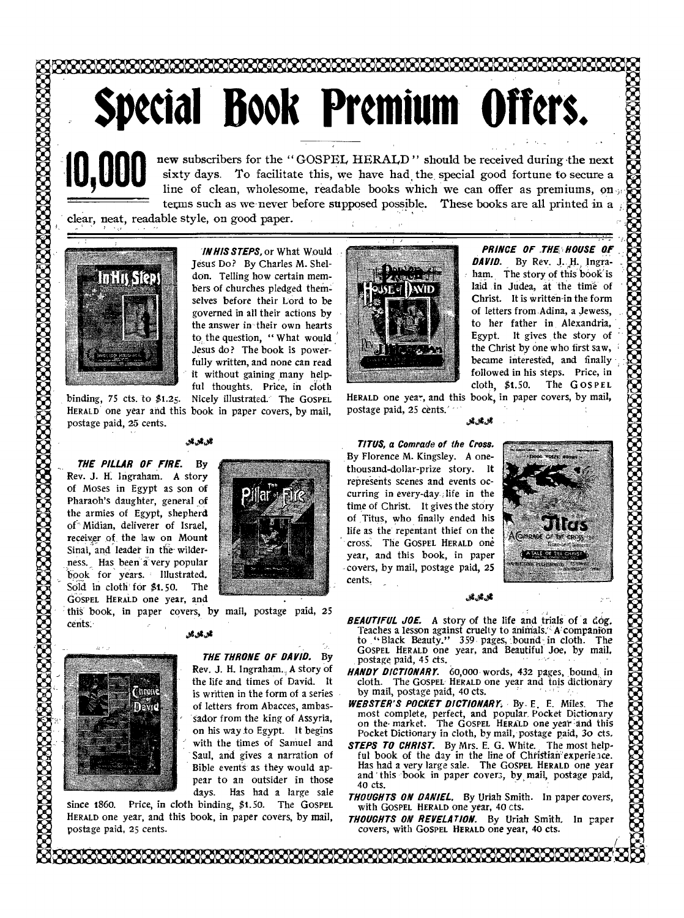# Special Book Premium Offers.

**10,000** new subscribers for the "GOSPEL HERALD" should be received during the next sixty days. To facilitate this, we have had the special good fortune to secure a line of clean, wholesome, readable books which we can offer as premiums, on terms such as we never before supposed possible. These books are all printed in a clear, neat, readable style, on good paper.

***IN HIS STEPS,*** or What Would Jesus Do? By Charles M. Sheldon. Telling how certain members of churches pledged themselves before their Lord to be governed in all their actions by the answer in their own hearts to the question, "What would Jesus do? The book is powerfully written, and none can read it without gaining many helpful thoughts. Price, in cloth binding, 75 cts. to $1.25. Nicely illustrated. The GOSPEL HERALD one year and this book in paper covers, by mail, postage paid, 25 cents.

***THE PILLAR OF FIRE.*** By Rev. J. H. Ingraham. A story of Moses in Egypt as son of Pharaoh's daughter, general of the armies of Egypt, shepherd of Midian, deliverer of Israel, receiver of the law on Mount Sinai, and leader in the wilderness. Has been a very popular book for years. Illustrated. Sold in cloth for $1.50. The GOSPEL HERALD one year, and this book, in paper covers, by mail, postage paid, 25 cents.

***THE THRONE OF DAVID.*** By Rev. J. H. Ingraham. A story of the life and times of David. It is written in the form of a series of letters from Abacces, ambassador from the king of Assyria, on his way to Egypt. It begins with the times of Samuel and Saul, and gives a narration of Bible events as they would appear to an outsider in those days. Has had a large sale since 1860. Price, in cloth binding, $1.50. The GOSPEL HERALD one year, and this book, in paper covers, by mail, postage paid, 25 cents.

***PRINCE OF THE HOUSE OF DAVID.*** By Rev. J. H. Ingraham. The story of this book is laid in Judea, at the time of Christ. It is written in the form of letters from Adina, a Jewess, to her father in Alexandria, Egypt. It gives the story of the Christ by one who first saw, became interested, and finally followed in his steps. Price, in cloth, $1.50. The GOSPEL HERALD one year, and this book, in paper covers, by mail, postage paid, 25 cents.

***TITUS, a Comrade of the Cross.*** By Florence M. Kingsley. A one-thousand-dollar-prize story. It represents scenes and events occurring in every-day life in the time of Christ. It gives the story of Titus, who finally ended his life as the repentant thief on the cross. The GOSPEL HERALD one year, and this book, in paper covers, by mail, postage paid, 25 cents.

***BEAUTIFUL JOE.*** A story of the life and trials of a dog. Teaches a lesson against cruelty to animals. A companion to "Black Beauty." 359 pages, bound in cloth. The GOSPEL HERALD one year, and Beautiful Joe, by mail, postage paid, 45 cts.

***HANDY DICTIONARY.*** 60,000 words, 432 pages, bound in cloth. The GOSPEL HERALD one year and this dictionary by mail, postage paid, 40 cts.

***WEBSTER'S POCKET DICTIONARY.*** By E. E. Miles. The most complete, perfect, and popular Pocket Dictionary on the market. The GOSPEL HERALD one year and this Pocket Dictionary in cloth, by mail, postage paid, 30 cts.

***STEPS TO CHRIST.*** By Mrs. E. G. White. The most helpful book of the day in the line of Christian experience. Has had a very large sale. The GOSPEL HERALD one year and this book in paper covers, by mail, postage paid, 40 cts.

***THOUGHTS ON DANIEL.*** By Uriah Smith. In paper covers, with GOSPEL HERALD one year, 40 cts.

***THOUGHTS ON REVELATION.*** By Uriah Smith. In paper covers, with GOSPEL HERALD one year, 40 cts.